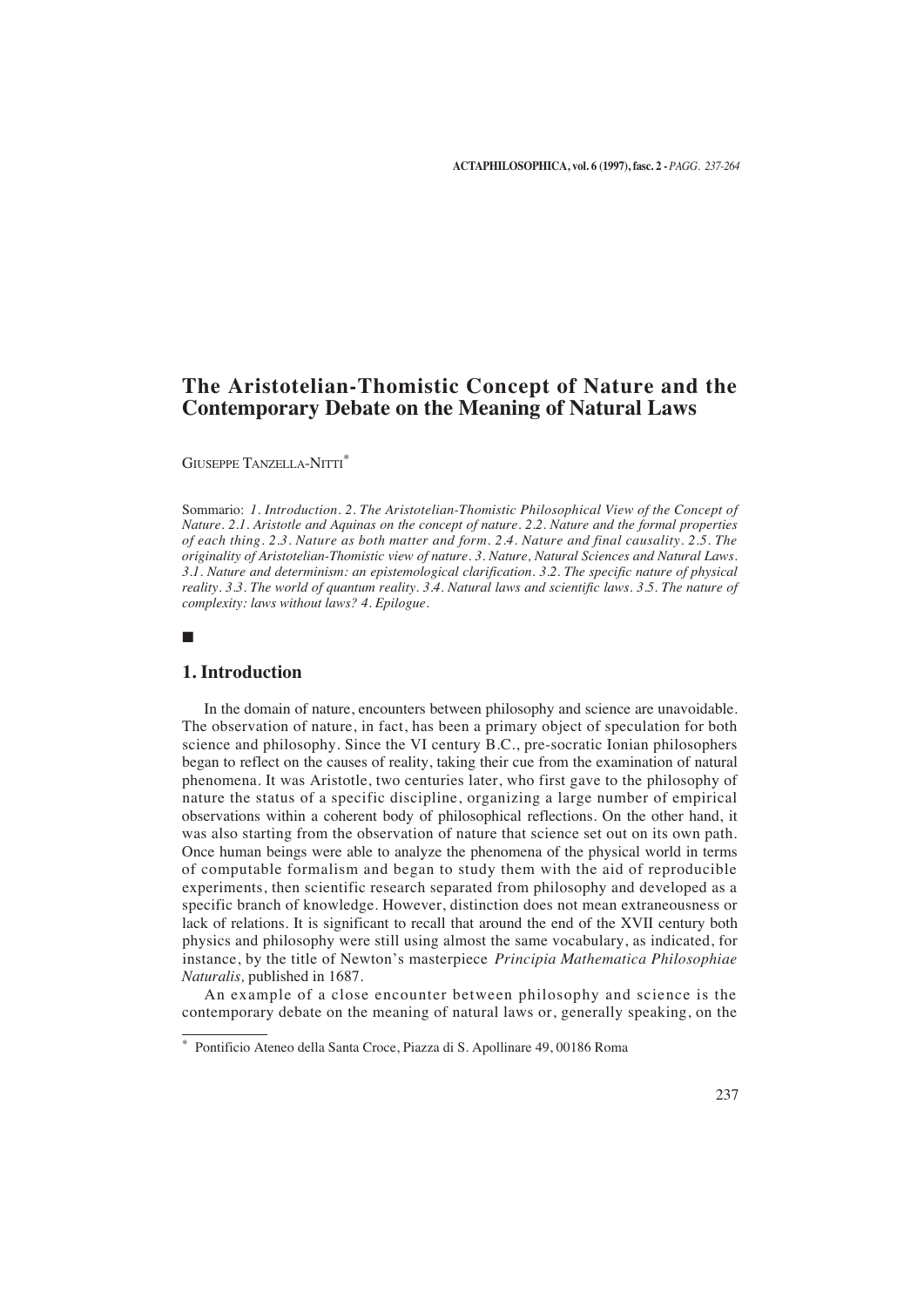# The Aristotelian-Thomistic Concept of Nature and the Contemporary Debate on the Meaning of Natural Laws

GIUSEPPE TANZELLA-NITTI[*]

Sommario: *1. Introduction. 2. The Aristotelian-Thomistic Philosophical View of the Concept of Nature. 2.1. Aristotle and Aquinas on the concept of nature. 2.2. Nature and the formal properties of each thing. 2.3. Nature as both matter and form. 2.4. Nature and final causality. 2.5. The originality of Aristotelian-Thomistic view of nature. 3. Nature, Natural Sciences and Natural Laws. 3.1. Nature and determinism: an epistemological clarification. 3.2. The specific nature of physical reality. 3.3. The world of quantum reality. 3.4. Natural laws and scientific laws. 3.5. The nature of complexity: laws without laws? 4. Epilogue.*

■

## 1. Introduction

In the domain of nature, encounters between philosophy and science are unavoidable. The observation of nature, in fact, has been a primary object of speculation for both science and philosophy. Since the VI century B.C., pre-socratic Ionian philosophers began to reflect on the causes of reality, taking their cue from the examination of natural phenomena. It was Aristotle, two centuries later, who first gave to the philosophy of nature the status of a specific discipline, organizing a large number of empirical observations within a coherent body of philosophical reflections. On the other hand, it was also starting from the observation of nature that science set out on its own path. Once human beings were able to analyze the phenomena of the physical world in terms of computable formalism and began to study them with the aid of reproducible experiments, then scientific research separated from philosophy and developed as a specific branch of knowledge. However, distinction does not mean extraneousness or lack of relations. It is significant to recall that around the end of the XVII century both physics and philosophy were still using almost the same vocabulary, as indicated, for instance, by the title of Newton's masterpiece *Principia Mathematica Philosophiae Naturalis,* published in 1687.

An example of a close encounter between philosophy and science is the contemporary debate on the meaning of natural laws or, generally speaking, on the

---

[*] Pontificio Ateneo della Santa Croce, Piazza di S. Apollinare 49, 00186 Roma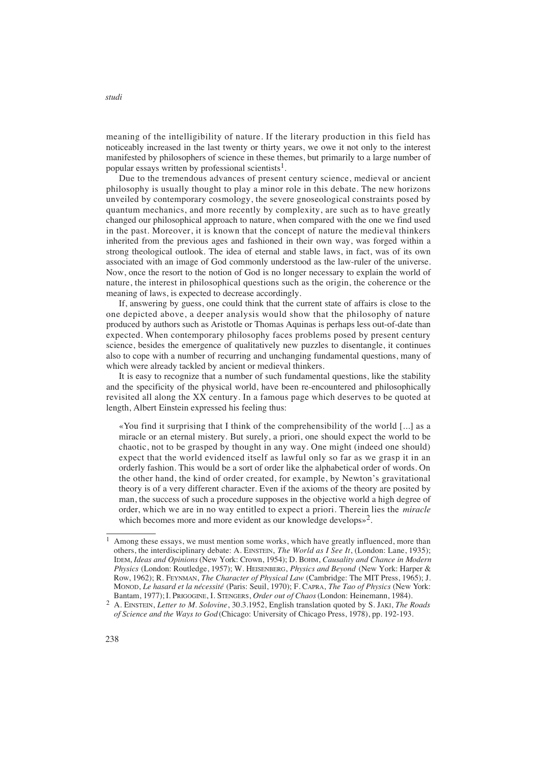meaning of the intelligibility of nature. If the literary production in this field has noticeably increased in the last twenty or thirty years, we owe it not only to the interest manifested by philosophers of science in these themes, but primarily to a large number of popular essays written by professional scientists[1].

Due to the tremendous advances of present century science, medieval or ancient philosophy is usually thought to play a minor role in this debate. The new horizons unveiled by contemporary cosmology, the severe gnoseological constraints posed by quantum mechanics, and more recently by complexity, are such as to have greatly changed our philosophical approach to nature, when compared with the one we find used in the past. Moreover, it is known that the concept of nature the medieval thinkers inherited from the previous ages and fashioned in their own way, was forged within a strong theological outlook. The idea of eternal and stable laws, in fact, was of its own associated with an image of God commonly understood as the law-ruler of the universe. Now, once the resort to the notion of God is no longer necessary to explain the world of nature, the interest in philosophical questions such as the origin, the coherence or the meaning of laws, is expected to decrease accordingly.

If, answering by guess, one could think that the current state of affairs is close to the one depicted above, a deeper analysis would show that the philosophy of nature produced by authors such as Aristotle or Thomas Aquinas is perhaps less out-of-date than expected. When contemporary philosophy faces problems posed by present century science, besides the emergence of qualitatively new puzzles to disentangle, it continues also to cope with a number of recurring and unchanging fundamental questions, many of which were already tackled by ancient or medieval thinkers.

It is easy to recognize that a number of such fundamental questions, like the stability and the specificity of the physical world, have been re-encountered and philosophically revisited all along the XX century. In a famous page which deserves to be quoted at length, Albert Einstein expressed his feeling thus:

> «You find it surprising that I think of the comprehensibility of the world [...] as a miracle or an eternal mistery. But surely, a priori, one should expect the world to be chaotic, not to be grasped by thought in any way. One might (indeed one should) expect that the world evidenced itself as lawful only so far as we grasp it in an orderly fashion. This would be a sort of order like the alphabetical order of words. On the other hand, the kind of order created, for example, by Newton's gravitational theory is of a very different character. Even if the axioms of the theory are posited by man, the success of such a procedure supposes in the objective world a high degree of order, which we are in no way entitled to expect a priori. Therein lies the *miracle* which becomes more and more evident as our knowledge develops»[2].

---

[1] Among these essays, we must mention some works, which have greatly influenced, more than others, the interdisciplinary debate: A. Einstein, *The World as I See It*, (London: Lane, 1935); Idem, *Ideas and Opinions* (New York: Crown, 1954); D. Bohm, *Causality and Chance in Modern Physics* (London: Routledge, 1957); W. Heisenberg, *Physics and Beyond* (New York: Harper & Row, 1962); R. Feynman, *The Character of Physical Law* (Cambridge: The MIT Press, 1965); J. Monod, *Le hasard et la nécessité* (Paris: Seuil, 1970); F. Capra, *The Tao of Physics* (New York: Bantam, 1977); I. Prigogine, I. Stengers, *Order out of Chaos* (London: Heinemann, 1984).

[2] A. Einstein, *Letter to M. Solovine*, 30.3.1952, English translation quoted by S. Jaki, *The Roads of Science and the Ways to God* (Chicago: University of Chicago Press, 1978), pp. 192-193.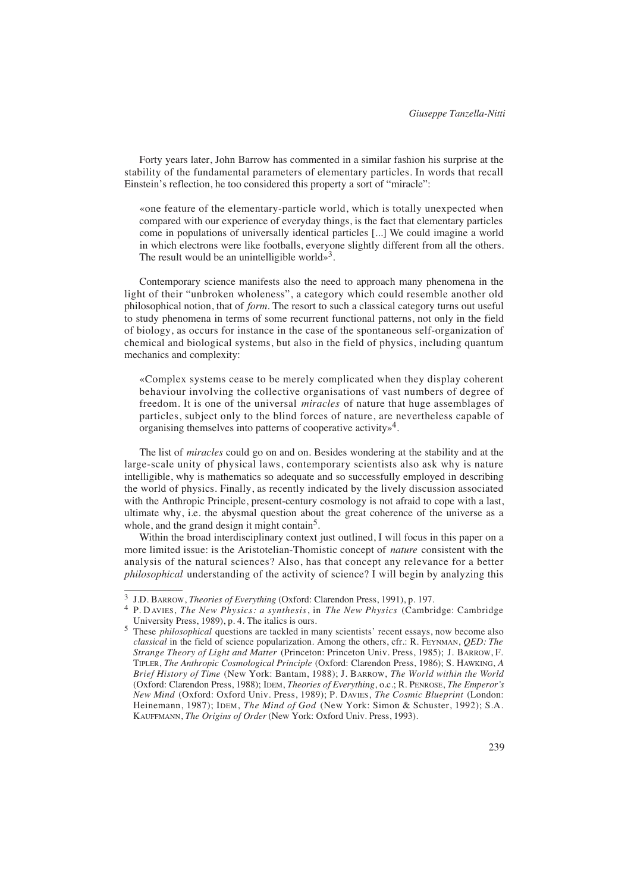Forty years later, John Barrow has commented in a similar fashion his surprise at the stability of the fundamental parameters of elementary particles. In words that recall Einstein's reflection, he too considered this property a sort of "miracle":

> «one feature of the elementary-particle world, which is totally unexpected when compared with our experience of everyday things, is the fact that elementary particles come in populations of universally identical particles [...] We could imagine a world in which electrons were like footballs, everyone slightly different from all the others. The result would be an unintelligible world»[3].

Contemporary science manifests also the need to approach many phenomena in the light of their "unbroken wholeness", a category which could resemble another old philosophical notion, that of *form*. The resort to such a classical category turns out useful to study phenomena in terms of some recurrent functional patterns, not only in the field of biology, as occurs for instance in the case of the spontaneous self-organization of chemical and biological systems, but also in the field of physics, including quantum mechanics and complexity:

> «Complex systems cease to be merely complicated when they display coherent behaviour involving the collective organisations of vast numbers of degree of freedom. It is one of the universal *miracles* of nature that huge assemblages of particles, subject only to the blind forces of nature, are nevertheless capable of organising themselves into patterns of cooperative activity»[4].

The list of *miracles* could go on and on. Besides wondering at the stability and at the large-scale unity of physical laws, contemporary scientists also ask why is nature intelligible, why is mathematics so adequate and so successfully employed in describing the world of physics. Finally, as recently indicated by the lively discussion associated with the Anthropic Principle, present-century cosmology is not afraid to cope with a last, ultimate why, i.e. the abysmal question about the great coherence of the universe as a whole, and the grand design it might contain[5].

Within the broad interdisciplinary context just outlined, I will focus in this paper on a more limited issue: is the Aristotelian-Thomistic concept of *nature* consistent with the analysis of the natural sciences? Also, has that concept any relevance for a better *philosophical* understanding of the activity of science? I will begin by analyzing this

---

[3] J.D. Barrow, *Theories of Everything* (Oxford: Clarendon Press, 1991), p. 197.

[4] P. Davies, *The New Physics: a synthesis*, in *The New Physics* (Cambridge: Cambridge University Press, 1989), p. 4. The italics is ours.

[5] These *philosophical* questions are tackled in many scientists' recent essays, now become also *classical* in the field of science popularization. Among the others, cfr.: R. Feynman, *QED: The Strange Theory of Light and Matter* (Princeton: Princeton Univ. Press, 1985); J. Barrow, F. Tipler, *The Anthropic Cosmological Principle* (Oxford: Clarendon Press, 1986); S. Hawking, *A Brief History of Time* (New York: Bantam, 1988); J. Barrow, *The World within the World* (Oxford: Clarendon Press, 1988); Idem, *Theories of Everything*, o.c.; R. Penrose, *The Emperor's New Mind* (Oxford: Oxford Univ. Press, 1989); P. Davies, *The Cosmic Blueprint* (London: Heinemann, 1987); Idem, *The Mind of God* (New York: Simon & Schuster, 1992); S.A. Kauffmann, *The Origins of Order* (New York: Oxford Univ. Press, 1993).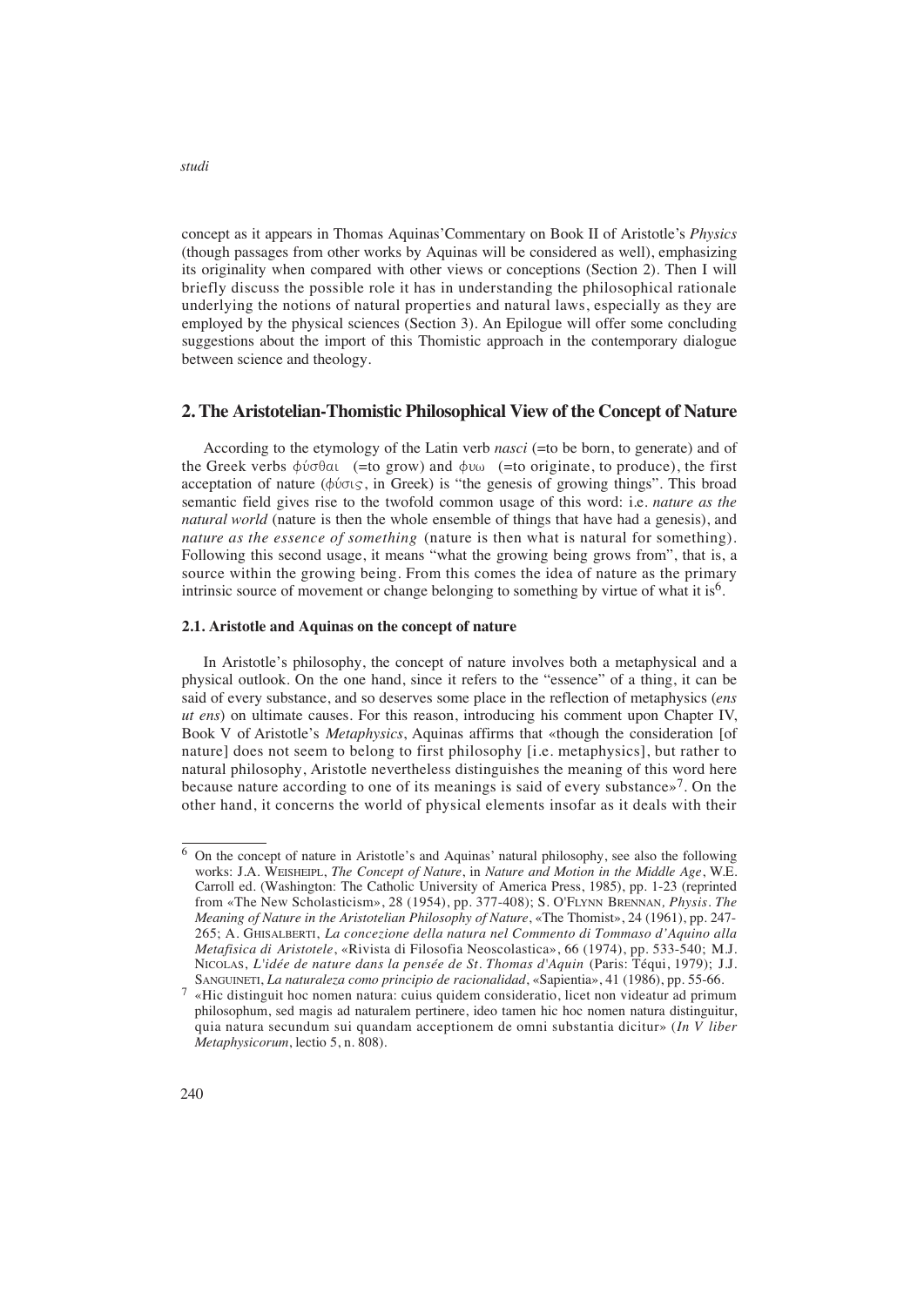concept as it appears in Thomas Aquinas'Commentary on Book II of Aristotle's *Physics* (though passages from other works by Aquinas will be considered as well), emphasizing its originality when compared with other views or conceptions (Section 2). Then I will briefly discuss the possible role it has in understanding the philosophical rationale underlying the notions of natural properties and natural laws, especially as they are employed by the physical sciences (Section 3). An Epilogue will offer some concluding suggestions about the import of this Thomistic approach in the contemporary dialogue between science and theology.

## 2. The Aristotelian-Thomistic Philosophical View of the Concept of Nature

According to the etymology of the Latin verb *nasci* (=to be born, to generate) and of the Greek verbs φύσθαι (=to grow) and φυω (=to originate, to produce), the first acceptation of nature (φύσις, in Greek) is "the genesis of growing things". This broad semantic field gives rise to the twofold common usage of this word: i.e. *nature as the natural world* (nature is then the whole ensemble of things that have had a genesis), and *nature as the essence of something* (nature is then what is natural for something). Following this second usage, it means "what the growing being grows from", that is, a source within the growing being. From this comes the idea of nature as the primary intrinsic source of movement or change belonging to something by virtue of what it is[6].

### 2.1. Aristotle and Aquinas on the concept of nature

In Aristotle's philosophy, the concept of nature involves both a metaphysical and a physical outlook. On the one hand, since it refers to the "essence" of a thing, it can be said of every substance, and so deserves some place in the reflection of metaphysics (*ens ut ens*) on ultimate causes. For this reason, introducing his comment upon Chapter IV, Book V of Aristotle's *Metaphysics*, Aquinas affirms that «though the consideration [of nature] does not seem to belong to first philosophy [i.e. metaphysics], but rather to natural philosophy, Aristotle nevertheless distinguishes the meaning of this word here because nature according to one of its meanings is said of every substance»[7]. On the other hand, it concerns the world of physical elements insofar as it deals with their

---

[6] On the concept of nature in Aristotle's and Aquinas' natural philosophy, see also the following works: J.A. Weisheipl, *The Concept of Nature*, in *Nature and Motion in the Middle Age*, W.E. Carroll ed. (Washington: The Catholic University of America Press, 1985), pp. 1-23 (reprinted from «The New Scholasticism», 28 (1954), pp. 377-408); S. O'Flynn Brennan, *Physis. The Meaning of Nature in the Aristotelian Philosophy of Nature*, «The Thomist», 24 (1961), pp. 247-265; A. Ghisalberti, *La concezione della natura nel Commento di Tommaso d'Aquino alla Metafisica di Aristotele*, «Rivista di Filosofia Neoscolastica», 66 (1974), pp. 533-540; M.J. Nicolas, *L'idée de nature dans la pensée de St. Thomas d'Aquin* (Paris: Téqui, 1979); J.J. Sanguineti, *La naturaleza como principio de racionalidad*, «Sapientia», 41 (1986), pp. 55-66.

[7] «Hic distinguit hoc nomen natura: cuius quidem consideratio, licet non videatur ad primum philosophum, sed magis ad naturalem pertinere, ideo tamen hic hoc nomen natura distinguitur, quia natura secundum sui quandam acceptionem de omni substantia dicitur» (*In V liber Metaphysicorum*, lectio 5, n. 808).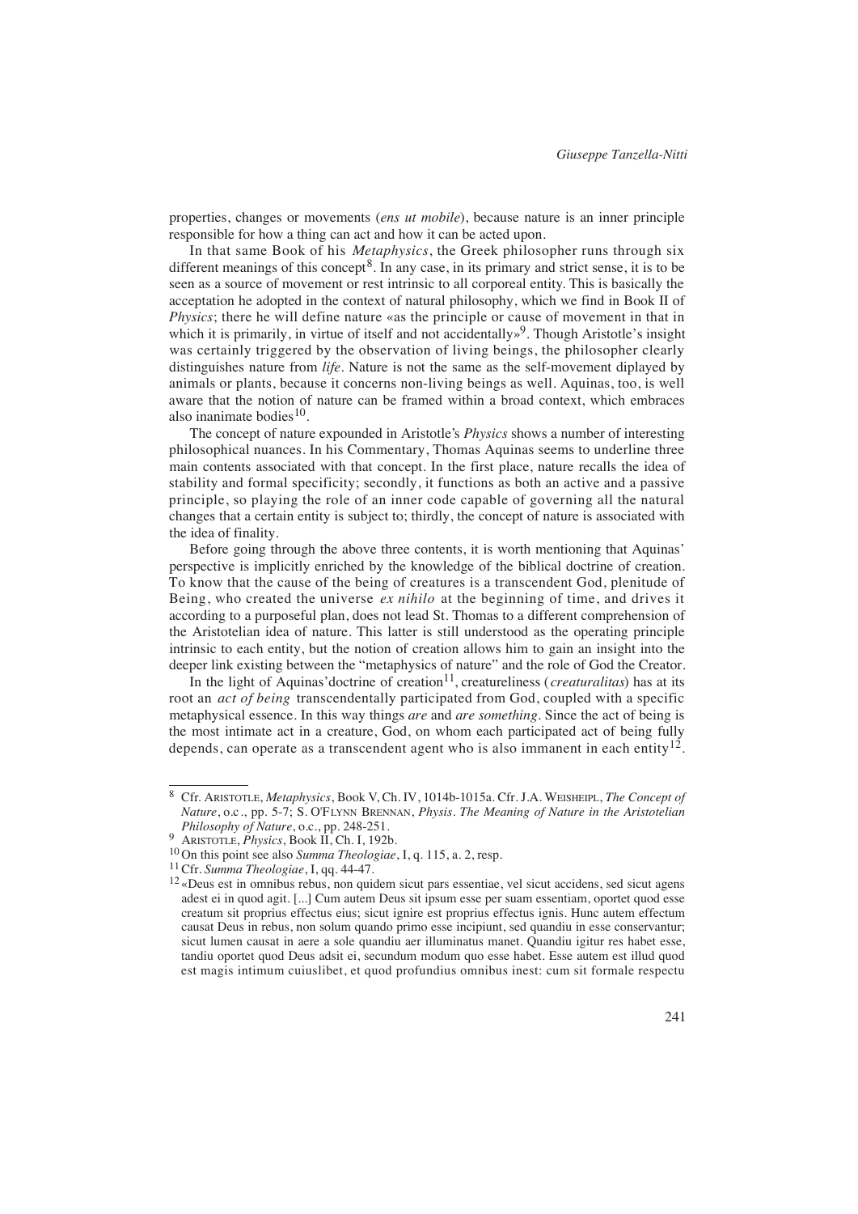properties, changes or movements (*ens ut mobile*), because nature is an inner principle responsible for how a thing can act and how it can be acted upon.

In that same Book of his *Metaphysics*, the Greek philosopher runs through six different meanings of this concept[8]. In any case, in its primary and strict sense, it is to be seen as a source of movement or rest intrinsic to all corporeal entity. This is basically the acceptation he adopted in the context of natural philosophy, which we find in Book II of *Physics*; there he will define nature «as the principle or cause of movement in that in which it is primarily, in virtue of itself and not accidentally»[9]. Though Aristotle's insight was certainly triggered by the observation of living beings, the philosopher clearly distinguishes nature from *life*. Nature is not the same as the self-movement diplayed by animals or plants, because it concerns non-living beings as well. Aquinas, too, is well aware that the notion of nature can be framed within a broad context, which embraces also inanimate bodies[10].

The concept of nature expounded in Aristotle's *Physics* shows a number of interesting philosophical nuances. In his Commentary, Thomas Aquinas seems to underline three main contents associated with that concept. In the first place, nature recalls the idea of stability and formal specificity; secondly, it functions as both an active and a passive principle, so playing the role of an inner code capable of governing all the natural changes that a certain entity is subject to; thirdly, the concept of nature is associated with the idea of finality.

Before going through the above three contents, it is worth mentioning that Aquinas' perspective is implicitly enriched by the knowledge of the biblical doctrine of creation. To know that the cause of the being of creatures is a transcendent God, plenitude of Being, who created the universe *ex nihilo* at the beginning of time, and drives it according to a purposeful plan, does not lead St. Thomas to a different comprehension of the Aristotelian idea of nature. This latter is still understood as the operating principle intrinsic to each entity, but the notion of creation allows him to gain an insight into the deeper link existing between the "metaphysics of nature" and the role of God the Creator.

In the light of Aquinas'doctrine of creation[11], creatureliness (*creaturalitas*) has at its root an *act of being* transcendentally participated from God, coupled with a specific metaphysical essence. In this way things *are* and *are something*. Since the act of being is the most intimate act in a creature, God, on whom each participated act of being fully depends, can operate as a transcendent agent who is also immanent in each entity[12].

---

[8] Cfr. Aristotle, *Metaphysics*, Book V, Ch. IV, 1014b-1015a. Cfr. J.A. Weisheipl, *The Concept of Nature*, o.c., pp. 5-7; S. O'Flynn Brennan, *Physis. The Meaning of Nature in the Aristotelian Philosophy of Nature*, o.c., pp. 248-251.

[9] Aristotle, *Physics*, Book II, Ch. I, 192b.

[10] On this point see also *Summa Theologiae*, I, q. 115, a. 2, resp.

[11] Cfr. *Summa Theologiae*, I, qq. 44-47.

[12] «Deus est in omnibus rebus, non quidem sicut pars essentiae, vel sicut accidens, sed sicut agens adest ei in quod agit. [...] Cum autem Deus sit ipsum esse per suam essentiam, oportet quod esse creatum sit proprius effectus eius; sicut ignire est proprius effectus ignis. Hunc autem effectum causat Deus in rebus, non solum quando primo esse incipiunt, sed quandiu in esse conservantur; sicut lumen causat in aere a sole quandiu aer illuminatus manet. Quandiu igitur res habet esse, tandiu oportet quod Deus adsit ei, secundum modum quo esse habet. Esse autem est illud quod est magis intimum cuiuslibet, et quod profundius omnibus inest: cum sit formale respectu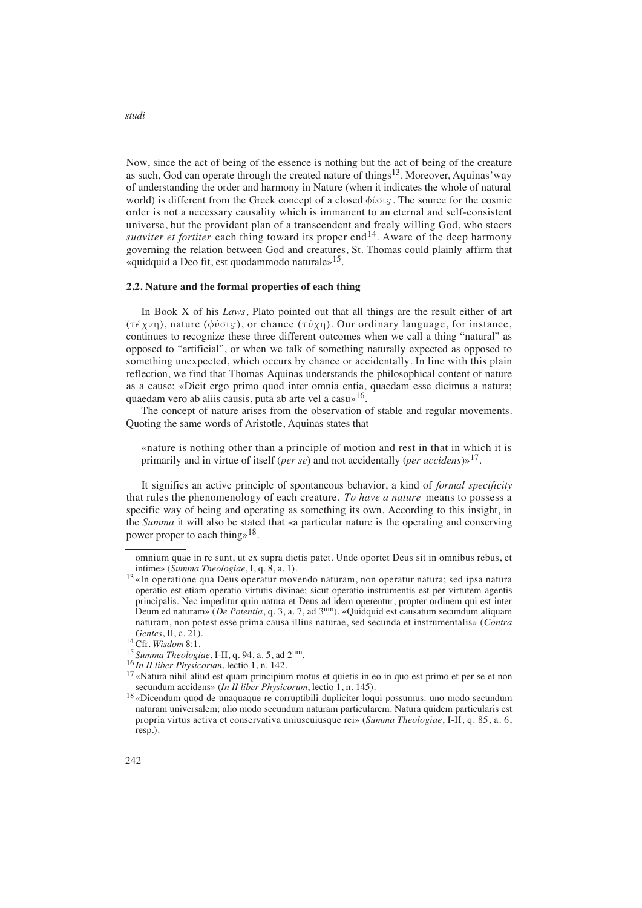Now, since the act of being of the essence is nothing but the act of being of the creature as such, God can operate through the created nature of things[13]. Moreover, Aquinas'way of understanding the order and harmony in Nature (when it indicates the whole of natural world) is different from the Greek concept of a closed φύσις. The source for the cosmic order is not a necessary causality which is immanent to an eternal and self-consistent universe, but the provident plan of a transcendent and freely willing God, who steers *suaviter et fortiter* each thing toward its proper end[14]. Aware of the deep harmony governing the relation between God and creatures, St. Thomas could plainly affirm that «quidquid a Deo fit, est quodammodo naturale»[15].

### 2.2. Nature and the formal properties of each thing

In Book X of his *Laws*, Plato pointed out that all things are the result either of art (τέχνη), nature (φύσις), or chance (τύχη). Our ordinary language, for instance, continues to recognize these three different outcomes when we call a thing "natural" as opposed to "artificial", or when we talk of something naturally expected as opposed to something unexpected, which occurs by chance or accidentally. In line with this plain reflection, we find that Thomas Aquinas understands the philosophical content of nature as a cause: «Dicit ergo primo quod inter omnia entia, quaedam esse dicimus a natura; quaedam vero ab aliis causis, puta ab arte vel a casu»[16].

The concept of nature arises from the observation of stable and regular movements. Quoting the same words of Aristotle, Aquinas states that

> «nature is nothing other than a principle of motion and rest in that in which it is primarily and in virtue of itself (*per se*) and not accidentally (*per accidens*)»[17].

It signifies an active principle of spontaneous behavior, a kind of *formal specificity* that rules the phenomenology of each creature. *To have a nature* means to possess a specific way of being and operating as something its own. According to this insight, in the *Summa* it will also be stated that «a particular nature is the operating and conserving power proper to each thing»[18].

---

omnium quae in re sunt, ut ex supra dictis patet. Unde oportet Deus sit in omnibus rebus, et intime» (*Summa Theologiae*, I, q. 8, a. 1).

[13] «In operatione qua Deus operatur movendo naturam, non operatur natura; sed ipsa natura operatio est etiam operatio virtutis divinae; sicut operatio instrumentis est per virtutem agentis principalis. Nec impeditur quin natura et Deus ad idem operentur, propter ordinem qui est inter Deum ed naturam» (*De Potentia*, q. 3, a. 7, ad 3um). «Quidquid est causatum secundum aliquam naturam, non potest esse prima causa illius naturae, sed secunda et instrumentalis» (*Contra Gentes*, II, c. 21).

[14] Cfr. *Wisdom* 8:1.

[15] *Summa Theologiae*, I-II, q. 94, a. 5, ad 2um.

[16] *In II liber Physicorum*, lectio 1, n. 142.

[17] «Natura nihil aliud est quam principium motus et quietis in eo in quo est primo et per se et non secundum accidens» (*In II liber Physicorum*, lectio 1, n. 145).

[18] «Dicendum quod de unaquaque re corruptibili dupliciter loqui possumus: uno modo secundum naturam universalem; alio modo secundum naturam particularem. Natura quidem particularis est propria virtus activa et conservativa uniuscuiusque rei» (*Summa Theologiae*, I-II, q. 85, a. 6, resp.).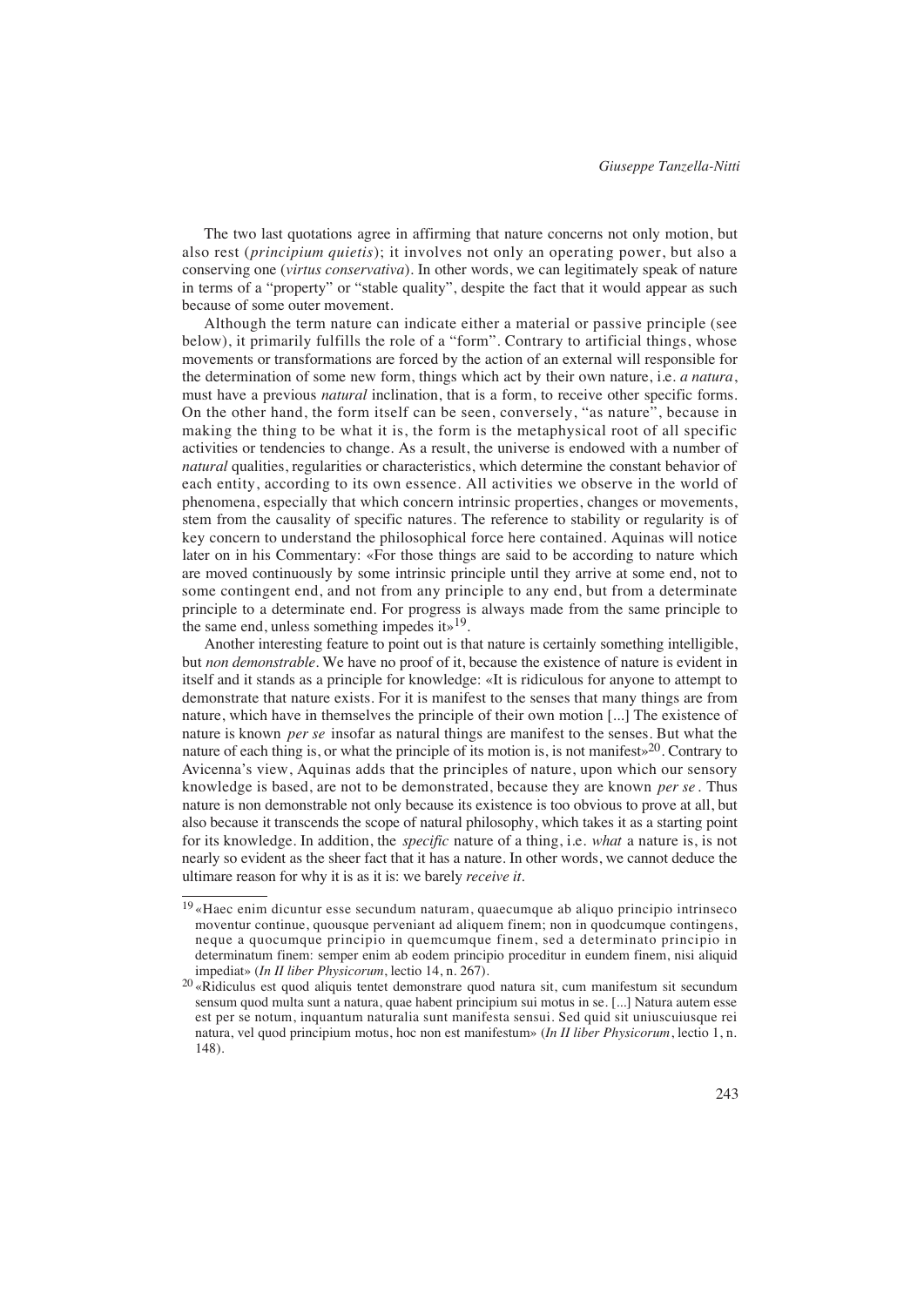The two last quotations agree in affirming that nature concerns not only motion, but also rest (*principium quietis*); it involves not only an operating power, but also a conserving one (*virtus conservativa*). In other words, we can legitimately speak of nature in terms of a "property" or "stable quality", despite the fact that it would appear as such because of some outer movement.

Although the term nature can indicate either a material or passive principle (see below), it primarily fulfills the role of a "form". Contrary to artificial things, whose movements or transformations are forced by the action of an external will responsible for the determination of some new form, things which act by their own nature, i.e. *a natura*, must have a previous *natural* inclination, that is a form, to receive other specific forms. On the other hand, the form itself can be seen, conversely, "as nature", because in making the thing to be what it is, the form is the metaphysical root of all specific activities or tendencies to change. As a result, the universe is endowed with a number of *natural* qualities, regularities or characteristics, which determine the constant behavior of each entity, according to its own essence. All activities we observe in the world of phenomena, especially that which concern intrinsic properties, changes or movements, stem from the causality of specific natures. The reference to stability or regularity is of key concern to understand the philosophical force here contained. Aquinas will notice later on in his Commentary: «For those things are said to be according to nature which are moved continuously by some intrinsic principle until they arrive at some end, not to some contingent end, and not from any principle to any end, but from a determinate principle to a determinate end. For progress is always made from the same principle to the same end, unless something impedes it»[19].

Another interesting feature to point out is that nature is certainly something intelligible, but *non demonstrable*. We have no proof of it, because the existence of nature is evident in itself and it stands as a principle for knowledge: «It is ridiculous for anyone to attempt to demonstrate that nature exists. For it is manifest to the senses that many things are from nature, which have in themselves the principle of their own motion [...] The existence of nature is known *per se* insofar as natural things are manifest to the senses. But what the nature of each thing is, or what the principle of its motion is, is not manifest»[20]. Contrary to Avicenna's view, Aquinas adds that the principles of nature, upon which our sensory knowledge is based, are not to be demonstrated, because they are known *per se*. Thus nature is non demonstrable not only because its existence is too obvious to prove at all, but also because it transcends the scope of natural philosophy, which takes it as a starting point for its knowledge. In addition, the *specific* nature of a thing, i.e. *what* a nature is, is not nearly so evident as the sheer fact that it has a nature. In other words, we cannot deduce the ultimare reason for why it is as it is: we barely *receive it*.

---

[19] «Haec enim dicuntur esse secundum naturam, quaecumque ab aliquo principio intrinseco moventur continue, quousque perveniant ad aliquem finem; non in quodcumque contingens, neque a quocumque principio in quemcumque finem, sed a determinato principio in determinatum finem: semper enim ab eodem principio proceditur in eundem finem, nisi aliquid impediat» (*In II liber Physicorum*, lectio 14, n. 267).

[20] «Ridiculus est quod aliquis tentet demonstrare quod natura sit, cum manifestum sit secundum sensum quod multa sunt a natura, quae habent principium sui motus in se. [...] Natura autem esse est per se notum, inquantum naturalia sunt manifesta sensui. Sed quid sit uniuscuiusque rei natura, vel quod principium motus, hoc non est manifestum» (*In II liber Physicorum*, lectio 1, n. 148).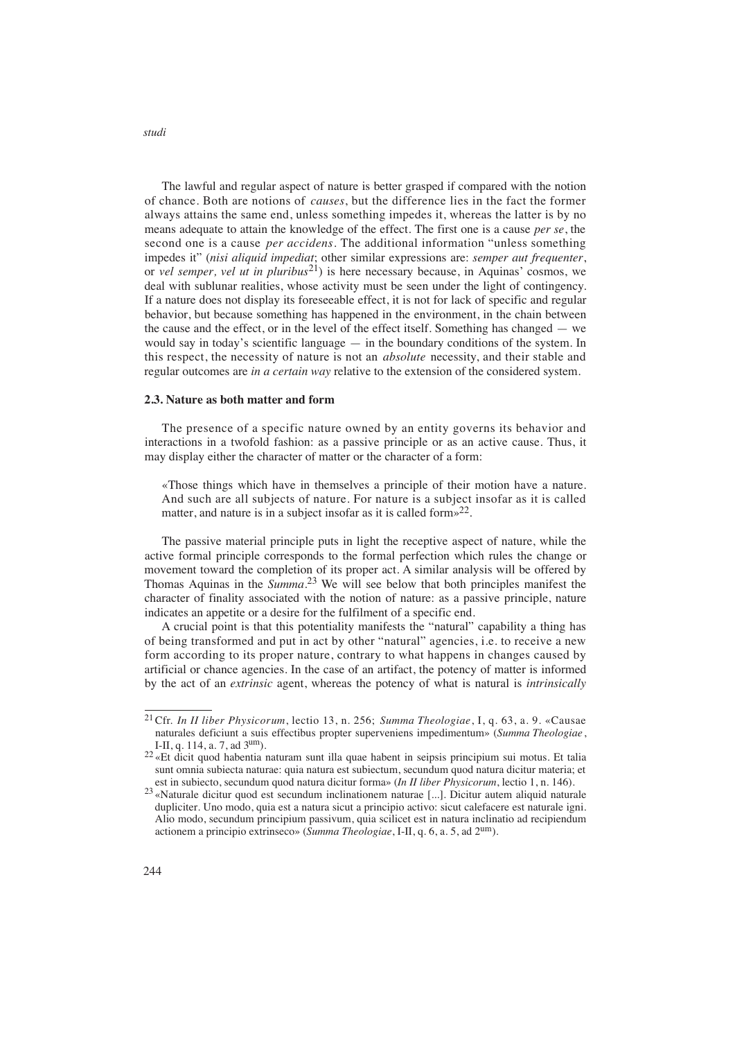The lawful and regular aspect of nature is better grasped if compared with the notion of chance. Both are notions of *causes*, but the difference lies in the fact the former always attains the same end, unless something impedes it, whereas the latter is by no means adequate to attain the knowledge of the effect. The first one is a cause *per se*, the second one is a cause *per accidens*. The additional information "unless something impedes it" (*nisi aliquid impediat*; other similar expressions are: *semper aut frequenter*, or *vel semper, vel ut in pluribus*[21]) is here necessary because, in Aquinas' cosmos, we deal with sublunar realities, whose activity must be seen under the light of contingency. If a nature does not display its foreseeable effect, it is not for lack of specific and regular behavior, but because something has happened in the environment, in the chain between the cause and the effect, or in the level of the effect itself. Something has changed — we would say in today's scientific language — in the boundary conditions of the system. In this respect, the necessity of nature is not an *absolute* necessity, and their stable and regular outcomes are *in a certain way* relative to the extension of the considered system.

### 2.3. Nature as both matter and form

The presence of a specific nature owned by an entity governs its behavior and interactions in a twofold fashion: as a passive principle or as an active cause. Thus, it may display either the character of matter or the character of a form:

> «Those things which have in themselves a principle of their motion have a nature. And such are all subjects of nature. For nature is a subject insofar as it is called matter, and nature is in a subject insofar as it is called form»[22].

The passive material principle puts in light the receptive aspect of nature, while the active formal principle corresponds to the formal perfection which rules the change or movement toward the completion of its proper act. A similar analysis will be offered by Thomas Aquinas in the *Summa*.[23] We will see below that both principles manifest the character of finality associated with the notion of nature: as a passive principle, nature indicates an appetite or a desire for the fulfilment of a specific end.

A crucial point is that this potentiality manifests the "natural" capability a thing has of being transformed and put in act by other "natural" agencies, i.e. to receive a new form according to its proper nature, contrary to what happens in changes caused by artificial or chance agencies. In the case of an artifact, the potency of matter is informed by the act of an *extrinsic* agent, whereas the potency of what is natural is *intrinsically*

---

[21] Cfr. *In II liber Physicorum*, lectio 13, n. 256; *Summa Theologiae*, I, q. 63, a. 9. «Causae naturales deficiunt a suis effectibus propter superveniens impedimentum» (*Summa Theologiae*, I-II, q. 114, a. 7, ad 3um).

[22] «Et dicit quod habentia naturam sunt illa quae habent in seipsis principium sui motus. Et talia sunt omnia subiecta naturae: quia natura est subiectum, secundum quod natura dicitur materia; et est in subiecto, secundum quod natura dicitur forma» (*In II liber Physicorum*, lectio 1, n. 146).

[23] «Naturale dicitur quod est secundum inclinationem naturae [...]. Dicitur autem aliquid naturale dupliciter. Uno modo, quia est a natura sicut a principio activo: sicut calefacere est naturale igni. Alio modo, secundum principium passivum, quia scilicet est in natura inclinatio ad recipiendum actionem a principio extrinseco» (*Summa Theologiae*, I-II, q. 6, a. 5, ad 2um).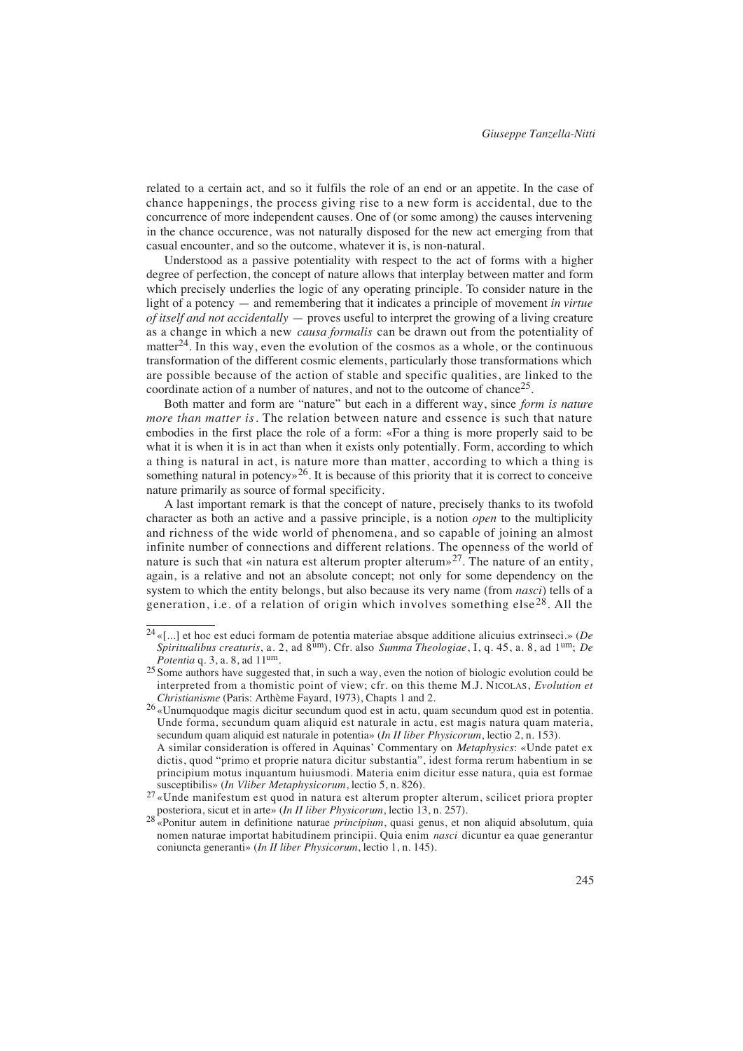related to a certain act, and so it fulfils the role of an end or an appetite. In the case of chance happenings, the process giving rise to a new form is accidental, due to the concurrence of more independent causes. One of (or some among) the causes intervening in the chance occurence, was not naturally disposed for the new act emerging from that casual encounter, and so the outcome, whatever it is, is non-natural.

Understood as a passive potentiality with respect to the act of forms with a higher degree of perfection, the concept of nature allows that interplay between matter and form which precisely underlies the logic of any operating principle. To consider nature in the light of a potency — and remembering that it indicates a principle of movement *in virtue of itself and not accidentally* — proves useful to interpret the growing of a living creature as a change in which a new *causa formalis* can be drawn out from the potentiality of matter[24]. In this way, even the evolution of the cosmos as a whole, or the continuous transformation of the different cosmic elements, particularly those transformations which are possible because of the action of stable and specific qualities, are linked to the coordinate action of a number of natures, and not to the outcome of chance[25].

Both matter and form are "nature" but each in a different way, since *form is nature more than matter is*. The relation between nature and essence is such that nature embodies in the first place the role of a form: «For a thing is more properly said to be what it is when it is in act than when it exists only potentially. Form, according to which a thing is natural in act, is nature more than matter, according to which a thing is something natural in potency»[26]. It is because of this priority that it is correct to conceive nature primarily as source of formal specificity.

A last important remark is that the concept of nature, precisely thanks to its twofold character as both an active and a passive principle, is a notion *open* to the multiplicity and richness of the wide world of phenomena, and so capable of joining an almost infinite number of connections and different relations. The openness of the world of nature is such that «in natura est alterum propter alterum»[27]. The nature of an entity, again, is a relative and not an absolute concept; not only for some dependency on the system to which the entity belongs, but also because its very name (from *nasci*) tells of a generation, i.e. of a relation of origin which involves something else[28]. All the

---

[24] «[...] et hoc est educi formam de potentia materiae absque additione alicuius extrinseci.» (*De Spiritualibus creaturis*, a. 2, ad 8um). Cfr. also *Summa Theologiae*, I, q. 45, a. 8, ad 1um; *De Potentia* q. 3, a. 8, ad 11um.

[25] Some authors have suggested that, in such a way, even the notion of biologic evolution could be interpreted from a thomistic point of view; cfr. on this theme M.J. Nicolas, *Evolution et Christianisme* (Paris: Arthème Fayard, 1973), Chapts 1 and 2.

[26] «Unumquodque magis dicitur secundum quod est in actu, quam secundum quod est in potentia. Unde forma, secundum quam aliquid est naturale in actu, est magis natura quam materia, secundum quam aliquid est naturale in potentia» (*In II liber Physicorum*, lectio 2, n. 153).
A similar consideration is offered in Aquinas' Commentary on *Metaphysics*: «Unde patet ex dictis, quod "primo et proprie natura dicitur substantia", idest forma rerum habentium in se principium motus inquantum huiusmodi. Materia enim dicitur esse natura, quia est formae susceptibilis» (*In Vliber Metaphysicorum*, lectio 5, n. 826).

[27] «Unde manifestum est quod in natura est alterum propter alterum, scilicet priora propter posteriora, sicut et in arte» (*In II liber Physicorum*, lectio 13, n. 257).

[28] «Ponitur autem in definitione naturae *principium*, quasi genus, et non aliquid absolutum, quia nomen naturae importat habitudinem principii. Quia enim *nasci* dicuntur ea quae generantur coniuncta generanti» (*In II liber Physicorum*, lectio 1, n. 145).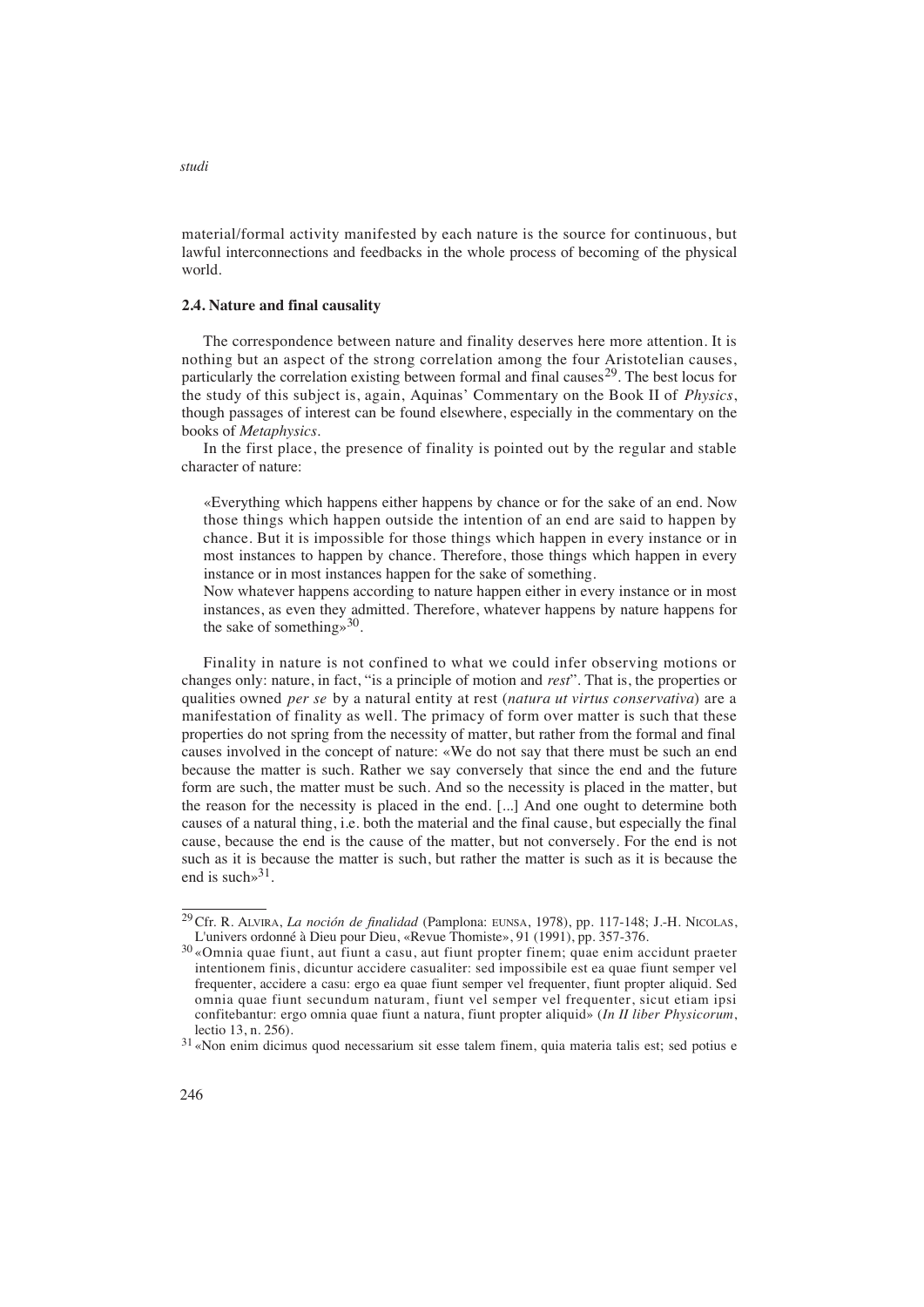material/formal activity manifested by each nature is the source for continuous, but lawful interconnections and feedbacks in the whole process of becoming of the physical world.

### 2.4. Nature and final causality

The correspondence between nature and finality deserves here more attention. It is nothing but an aspect of the strong correlation among the four Aristotelian causes, particularly the correlation existing between formal and final causes[29]. The best locus for the study of this subject is, again, Aquinas' Commentary on the Book II of *Physics*, though passages of interest can be found elsewhere, especially in the commentary on the books of *Metaphysics*.

In the first place, the presence of finality is pointed out by the regular and stable character of nature:

> «Everything which happens either happens by chance or for the sake of an end. Now those things which happen outside the intention of an end are said to happen by chance. But it is impossible for those things which happen in every instance or in most instances to happen by chance. Therefore, those things which happen in every instance or in most instances happen for the sake of something.
>
> Now whatever happens according to nature happen either in every instance or in most instances, as even they admitted. Therefore, whatever happens by nature happens for the sake of something»[30].

Finality in nature is not confined to what we could infer observing motions or changes only: nature, in fact, "is a principle of motion and *rest*". That is, the properties or qualities owned *per se* by a natural entity at rest (*natura ut virtus conservativa*) are a manifestation of finality as well. The primacy of form over matter is such that these properties do not spring from the necessity of matter, but rather from the formal and final causes involved in the concept of nature: «We do not say that there must be such an end because the matter is such. Rather we say conversely that since the end and the future form are such, the matter must be such. And so the necessity is placed in the matter, but the reason for the necessity is placed in the end. [...] And one ought to determine both causes of a natural thing, i.e. both the material and the final cause, but especially the final cause, because the end is the cause of the matter, but not conversely. For the end is not such as it is because the matter is such, but rather the matter is such as it is because the end is such»[31].

---

[29] Cfr. R. Alvira, *La noción de finalidad* (Pamplona: EUNSA, 1978), pp. 117-148; J.-H. Nicolas, L'univers ordonné à Dieu pour Dieu, «Revue Thomiste», 91 (1991), pp. 357-376.

[30] «Omnia quae fiunt, aut fiunt a casu, aut fiunt propter finem; quae enim accidunt praeter intentionem finis, dicuntur accidere casualiter: sed impossibile est ea quae fiunt semper vel frequenter, accidere a casu: ergo ea quae fiunt semper vel frequenter, fiunt propter aliquid. Sed omnia quae fiunt secundum naturam, fiunt vel semper vel frequenter, sicut etiam ipsi confitebantur: ergo omnia quae fiunt a natura, fiunt propter aliquid» (*In II liber Physicorum*, lectio 13, n. 256).

[31] «Non enim dicimus quod necessarium sit esse talem finem, quia materia talis est; sed potius e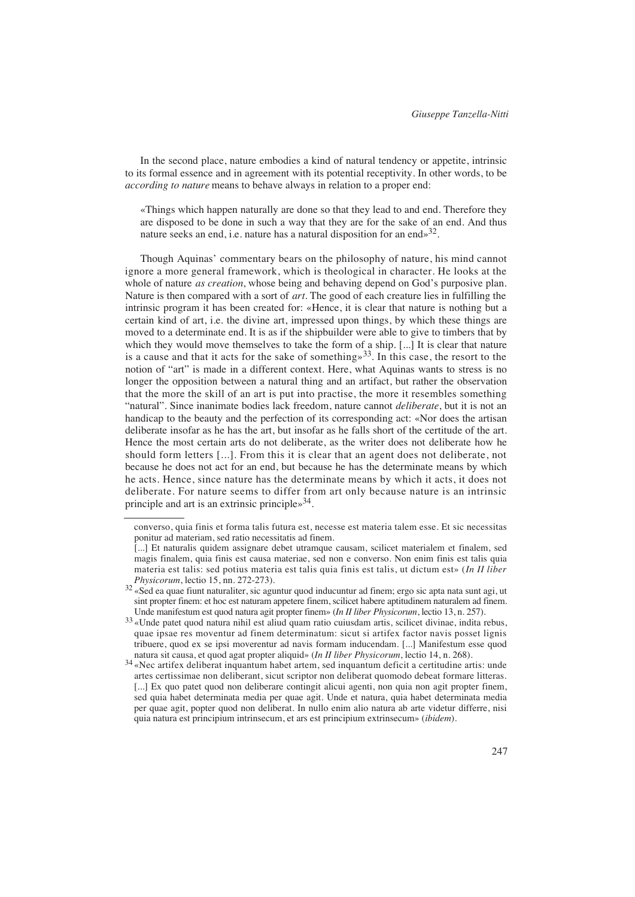In the second place, nature embodies a kind of natural tendency or appetite, intrinsic to its formal essence and in agreement with its potential receptivity. In other words, to be *according to nature* means to behave always in relation to a proper end:

> «Things which happen naturally are done so that they lead to and end. Therefore they are disposed to be done in such a way that they are for the sake of an end. And thus nature seeks an end, i.e. nature has a natural disposition for an end»[32].

Though Aquinas' commentary bears on the philosophy of nature, his mind cannot ignore a more general framework, which is theological in character. He looks at the whole of nature *as creation*, whose being and behaving depend on God's purposive plan. Nature is then compared with a sort of *art*. The good of each creature lies in fulfilling the intrinsic program it has been created for: «Hence, it is clear that nature is nothing but a certain kind of art, i.e. the divine art, impressed upon things, by which these things are moved to a determinate end. It is as if the shipbuilder were able to give to timbers that by which they would move themselves to take the form of a ship. [...] It is clear that nature is a cause and that it acts for the sake of something»[33]. In this case, the resort to the notion of "art" is made in a different context. Here, what Aquinas wants to stress is no longer the opposition between a natural thing and an artifact, but rather the observation that the more the skill of an art is put into practise, the more it resembles something "natural". Since inanimate bodies lack freedom, nature cannot *deliberate*, but it is not an handicap to the beauty and the perfection of its corresponding act: «Nor does the artisan deliberate insofar as he has the art, but insofar as he falls short of the certitude of the art. Hence the most certain arts do not deliberate, as the writer does not deliberate how he should form letters [...]. From this it is clear that an agent does not deliberate, not because he does not act for an end, but because he has the determinate means by which he acts. Hence, since nature has the determinate means by which it acts, it does not deliberate. For nature seems to differ from art only because nature is an intrinsic principle and art is an extrinsic principle»[34].

---

converso, quia finis et forma talis futura est, necesse est materia talem esse. Et sic necessitas ponitur ad materiam, sed ratio necessitatis ad finem.
[...] Et naturalis quidem assignare debet utramque causam, scilicet materialem et finalem, sed magis finalem, quia finis est causa materiae, sed non e converso. Non enim finis est talis quia materia est talis: sed potius materia est talis quia finis est talis, ut dictum est» (*In II liber Physicorum*, lectio 15, nn. 272-273).

[32] «Sed ea quae fiunt naturaliter, sic aguntur quod inducuntur ad finem; ergo sic apta nata sunt agi, ut sint propter finem: et hoc est naturam appetere finem, scilicet habere aptitudinem naturalem ad finem. Unde manifestum est quod natura agit propter finem» (*In II liber Physicorum*, lectio 13, n. 257).

[33] «Unde patet quod natura nihil est aliud quam ratio cuiusdam artis, scilicet divinae, indita rebus, quae ipsae res moventur ad finem determinatum: sicut si artifex factor navis posset lignis tribuere, quod ex se ipsi moverentur ad navis formam inducendam. [...] Manifestum esse quod natura sit causa, et quod agat propter aliquid» (*In II liber Physicorum*, lectio 14, n. 268).

[34] «Nec artifex deliberat inquantum habet artem, sed inquantum deficit a certitudine artis: unde artes certissimae non deliberant, sicut scriptor non deliberat quomodo debeat formare litteras. [...] Ex quo patet quod non deliberare contingit alicui agenti, non quia non agit propter finem, sed quia habet determinata media per quae agit. Unde et natura, quia habet determinata media per quae agit, popter quod non deliberat. In nullo enim alio natura ab arte videtur differre, nisi quia natura est principium intrinsecum, et ars est principium extrinsecum» (*ibidem*).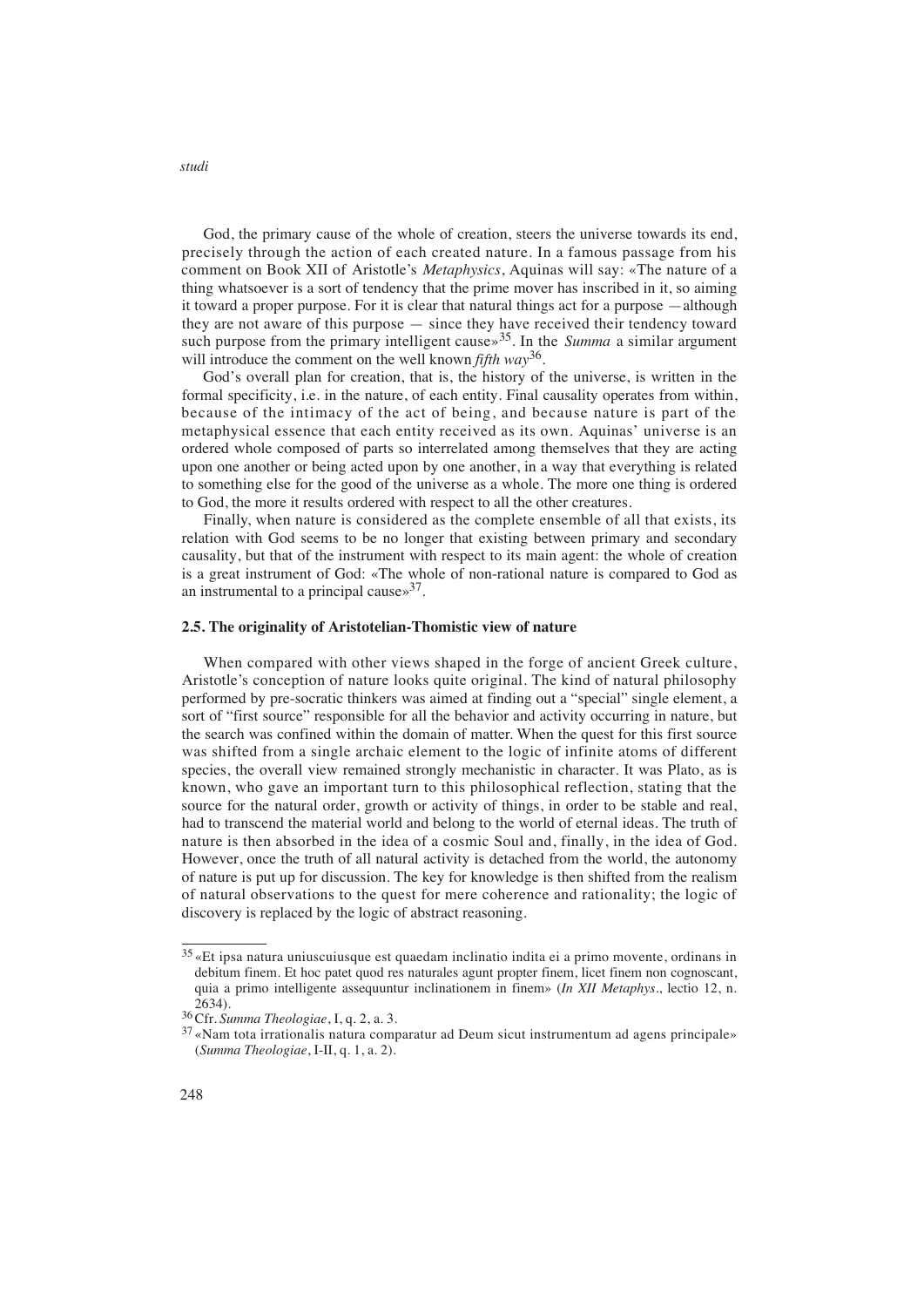God, the primary cause of the whole of creation, steers the universe towards its end, precisely through the action of each created nature. In a famous passage from his comment on Book XII of Aristotle's *Metaphysics*, Aquinas will say: «The nature of a thing whatsoever is a sort of tendency that the prime mover has inscribed in it, so aiming it toward a proper purpose. For it is clear that natural things act for a purpose —although they are not aware of this purpose — since they have received their tendency toward such purpose from the primary intelligent cause»[35]. In the *Summa* a similar argument will introduce the comment on the well known *fifth way*[36].

God's overall plan for creation, that is, the history of the universe, is written in the formal specificity, i.e. in the nature, of each entity. Final causality operates from within, because of the intimacy of the act of being, and because nature is part of the metaphysical essence that each entity received as its own. Aquinas' universe is an ordered whole composed of parts so interrelated among themselves that they are acting upon one another or being acted upon by one another, in a way that everything is related to something else for the good of the universe as a whole. The more one thing is ordered to God, the more it results ordered with respect to all the other creatures.

Finally, when nature is considered as the complete ensemble of all that exists, its relation with God seems to be no longer that existing between primary and secondary causality, but that of the instrument with respect to its main agent: the whole of creation is a great instrument of God: «The whole of non-rational nature is compared to God as an instrumental to a principal cause»[37].

### 2.5. The originality of Aristotelian-Thomistic view of nature

When compared with other views shaped in the forge of ancient Greek culture, Aristotle's conception of nature looks quite original. The kind of natural philosophy performed by pre-socratic thinkers was aimed at finding out a "special" single element, a sort of "first source" responsible for all the behavior and activity occurring in nature, but the search was confined within the domain of matter. When the quest for this first source was shifted from a single archaic element to the logic of infinite atoms of different species, the overall view remained strongly mechanistic in character. It was Plato, as is known, who gave an important turn to this philosophical reflection, stating that the source for the natural order, growth or activity of things, in order to be stable and real, had to transcend the material world and belong to the world of eternal ideas. The truth of nature is then absorbed in the idea of a cosmic Soul and, finally, in the idea of God. However, once the truth of all natural activity is detached from the world, the autonomy of nature is put up for discussion. The key for knowledge is then shifted from the realism of natural observations to the quest for mere coherence and rationality; the logic of discovery is replaced by the logic of abstract reasoning.

---

[35] «Et ipsa natura uniuscuiusque est quaedam inclinatio indita ei a primo movente, ordinans in debitum finem. Et hoc patet quod res naturales agunt propter finem, licet finem non cognoscant, quia a primo intelligente assequuntur inclinationem in finem» (*In XII Metaphys*., lectio 12, n. 2634).

[36] Cfr. *Summa Theologiae*, I, q. 2, a. 3.

[37] «Nam tota irrationalis natura comparatur ad Deum sicut instrumentum ad agens principale» (*Summa Theologiae*, I-II, q. 1, a. 2).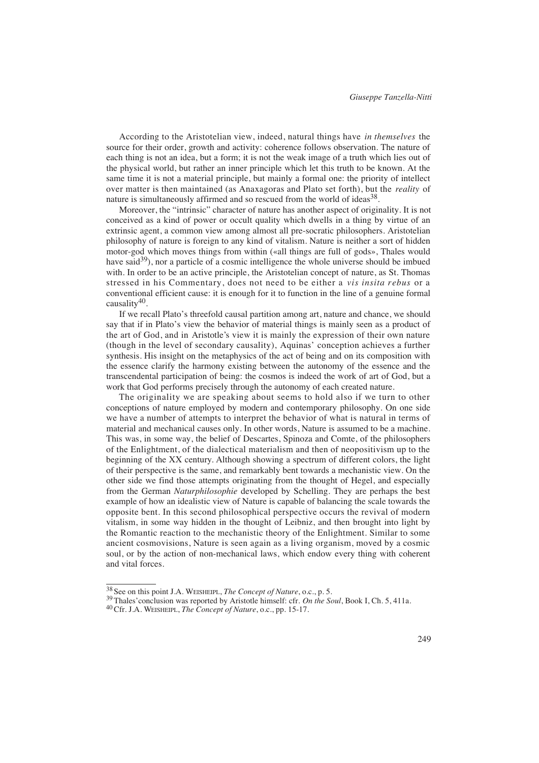According to the Aristotelian view, indeed, natural things have *in themselves* the source for their order, growth and activity: coherence follows observation. The nature of each thing is not an idea, but a form; it is not the weak image of a truth which lies out of the physical world, but rather an inner principle which let this truth to be known. At the same time it is not a material principle, but mainly a formal one: the priority of intellect over matter is then maintained (as Anaxagoras and Plato set forth), but the *reality* of nature is simultaneously affirmed and so rescued from the world of ideas[38].

Moreover, the "intrinsic" character of nature has another aspect of originality. It is not conceived as a kind of power or occult quality which dwells in a thing by virtue of an extrinsic agent, a common view among almost all pre-socratic philosophers. Aristotelian philosophy of nature is foreign to any kind of vitalism. Nature is neither a sort of hidden motor-god which moves things from within («all things are full of gods», Thales would have said[39]), nor a particle of a cosmic intelligence the whole universe should be imbued with. In order to be an active principle, the Aristotelian concept of nature, as St. Thomas stressed in his Commentary, does not need to be either a *vis insita rebus* or a conventional efficient cause: it is enough for it to function in the line of a genuine formal causality[40].

If we recall Plato's threefold causal partition among art, nature and chance, we should say that if in Plato's view the behavior of material things is mainly seen as a product of the art of God, and in Aristotle's view it is mainly the expression of their own nature (though in the level of secondary causality), Aquinas' conception achieves a further synthesis. His insight on the metaphysics of the act of being and on its composition with the essence clarify the harmony existing between the autonomy of the essence and the transcendental participation of being: the cosmos is indeed the work of art of God, but a work that God performs precisely through the autonomy of each created nature.

The originality we are speaking about seems to hold also if we turn to other conceptions of nature employed by modern and contemporary philosophy. On one side we have a number of attempts to interpret the behavior of what is natural in terms of material and mechanical causes only. In other words, Nature is assumed to be a machine. This was, in some way, the belief of Descartes, Spinoza and Comte, of the philosophers of the Enlightment, of the dialectical materialism and then of neopositivism up to the beginning of the XX century. Although showing a spectrum of different colors, the light of their perspective is the same, and remarkably bent towards a mechanistic view. On the other side we find those attempts originating from the thought of Hegel, and especially from the German *Naturphilosophie* developed by Schelling. They are perhaps the best example of how an idealistic view of Nature is capable of balancing the scale towards the opposite bent. In this second philosophical perspective occurs the revival of modern vitalism, in some way hidden in the thought of Leibniz, and then brought into light by the Romantic reaction to the mechanistic theory of the Enlightment. Similar to some ancient cosmovisions, Nature is seen again as a living organism, moved by a cosmic soul, or by the action of non-mechanical laws, which endow every thing with coherent and vital forces.

---

[38] See on this point J.A. WEISHEIPL, *The Concept of Nature*, o.c., p. 5.

[39] Thales'conclusion was reported by Aristotle himself: cfr. *On the Soul*, Book I, Ch. 5, 411a.

[40] Cfr. J.A. WEISHEIPL, *The Concept of Nature*, o.c., pp. 15-17.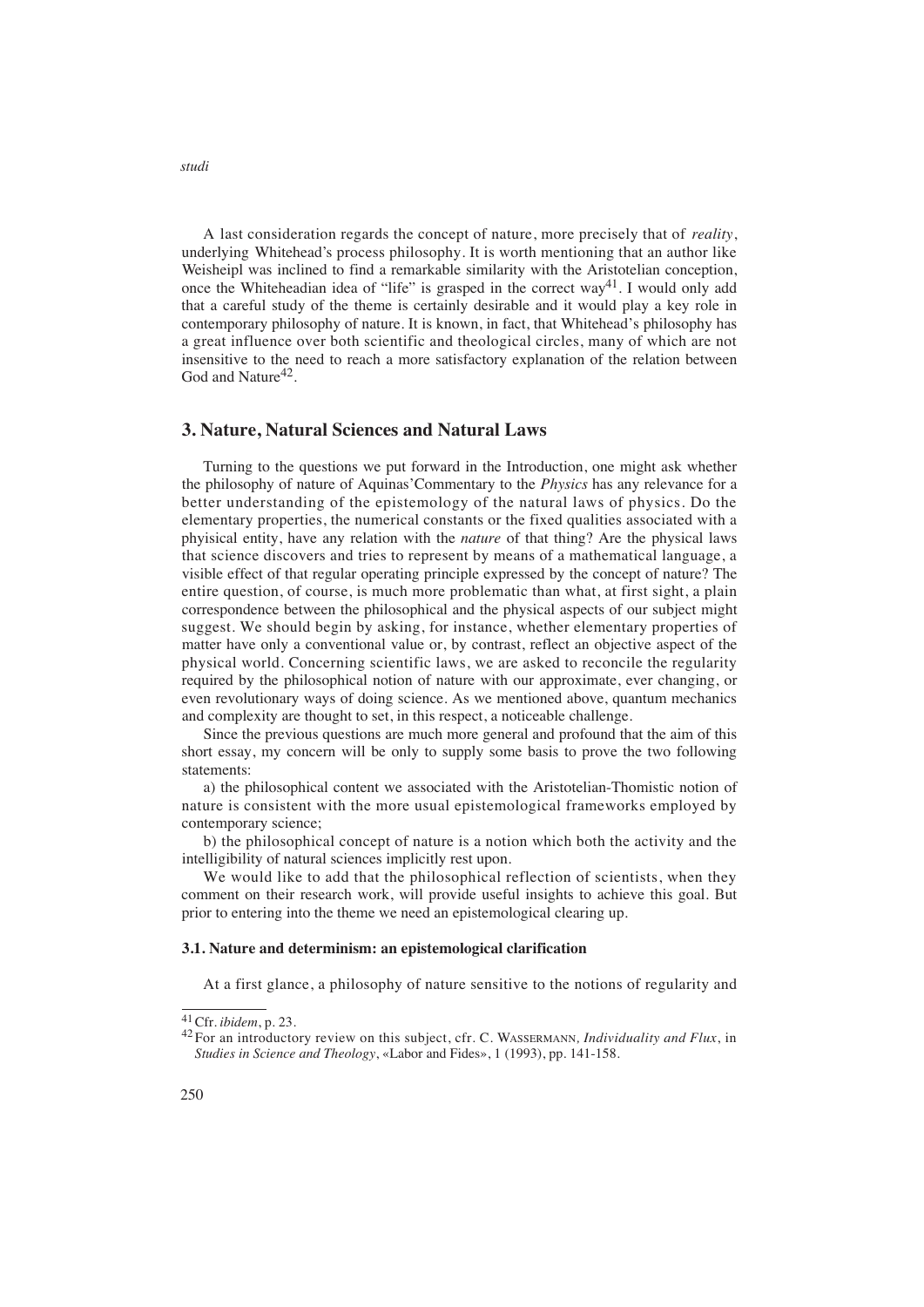A last consideration regards the concept of nature, more precisely that of *reality*, underlying Whitehead's process philosophy. It is worth mentioning that an author like Weisheipl was inclined to find a remarkable similarity with the Aristotelian conception, once the Whiteheadian idea of "life" is grasped in the correct way[41]. I would only add that a careful study of the theme is certainly desirable and it would play a key role in contemporary philosophy of nature. It is known, in fact, that Whitehead's philosophy has a great influence over both scientific and theological circles, many of which are not insensitive to the need to reach a more satisfactory explanation of the relation between God and Nature[42].

## 3. Nature, Natural Sciences and Natural Laws

Turning to the questions we put forward in the Introduction, one might ask whether the philosophy of nature of Aquinas'Commentary to the *Physics* has any relevance for a better understanding of the epistemology of the natural laws of physics. Do the elementary properties, the numerical constants or the fixed qualities associated with a phyisical entity, have any relation with the *nature* of that thing? Are the physical laws that science discovers and tries to represent by means of a mathematical language, a visible effect of that regular operating principle expressed by the concept of nature? The entire question, of course, is much more problematic than what, at first sight, a plain correspondence between the philosophical and the physical aspects of our subject might suggest. We should begin by asking, for instance, whether elementary properties of matter have only a conventional value or, by contrast, reflect an objective aspect of the physical world. Concerning scientific laws, we are asked to reconcile the regularity required by the philosophical notion of nature with our approximate, ever changing, or even revolutionary ways of doing science. As we mentioned above, quantum mechanics and complexity are thought to set, in this respect, a noticeable challenge.

Since the previous questions are much more general and profound that the aim of this short essay, my concern will be only to supply some basis to prove the two following statements:

a) the philosophical content we associated with the Aristotelian-Thomistic notion of nature is consistent with the more usual epistemological frameworks employed by contemporary science;

b) the philosophical concept of nature is a notion which both the activity and the intelligibility of natural sciences implicitly rest upon.

We would like to add that the philosophical reflection of scientists, when they comment on their research work, will provide useful insights to achieve this goal. But prior to entering into the theme we need an epistemological clearing up.

### 3.1. Nature and determinism: an epistemological clarification

At a first glance, a philosophy of nature sensitive to the notions of regularity and

---

[41] Cfr. *ibidem*, p. 23.

[42] For an introductory review on this subject, cfr. C. Wassermann, *Individuality and Flux*, in *Studies in Science and Theology*, «Labor and Fides», 1 (1993), pp. 141-158.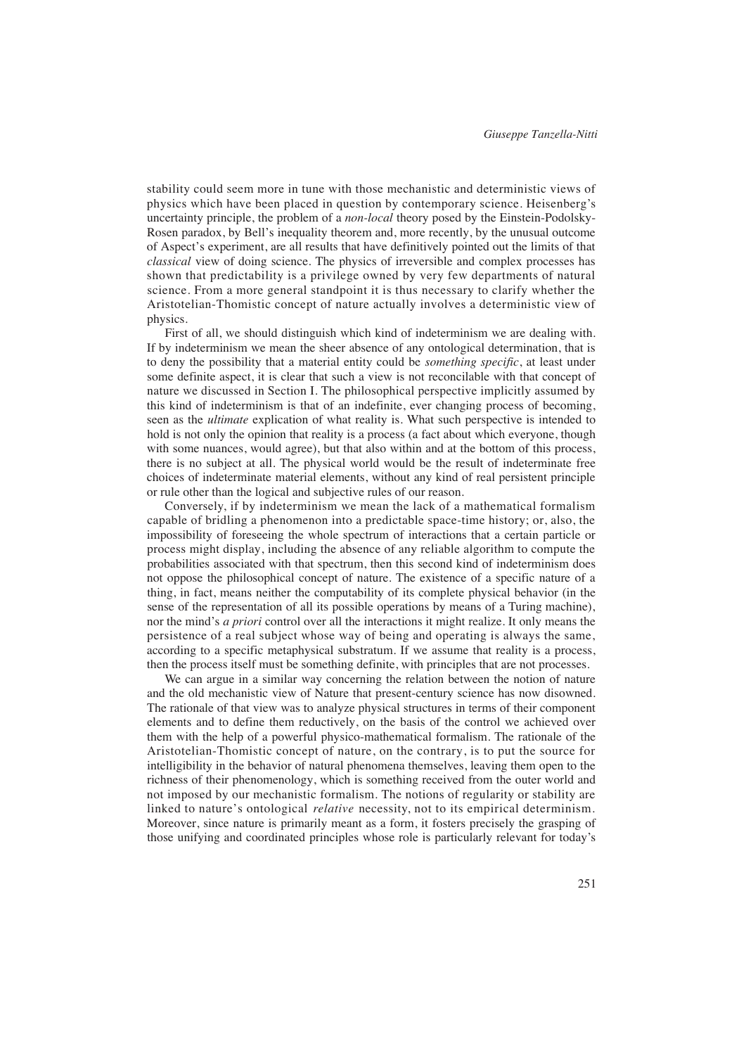stability could seem more in tune with those mechanistic and deterministic views of physics which have been placed in question by contemporary science. Heisenberg's uncertainty principle, the problem of a *non-local* theory posed by the Einstein-Podolsky-Rosen paradox, by Bell's inequality theorem and, more recently, by the unusual outcome of Aspect's experiment, are all results that have definitively pointed out the limits of that *classical* view of doing science. The physics of irreversible and complex processes has shown that predictability is a privilege owned by very few departments of natural science. From a more general standpoint it is thus necessary to clarify whether the Aristotelian-Thomistic concept of nature actually involves a deterministic view of physics.

First of all, we should distinguish which kind of indeterminism we are dealing with. If by indeterminism we mean the sheer absence of any ontological determination, that is to deny the possibility that a material entity could be *something specific*, at least under some definite aspect, it is clear that such a view is not reconcilable with that concept of nature we discussed in Section I. The philosophical perspective implicitly assumed by this kind of indeterminism is that of an indefinite, ever changing process of becoming, seen as the *ultimate* explication of what reality is. What such perspective is intended to hold is not only the opinion that reality is a process (a fact about which everyone, though with some nuances, would agree), but that also within and at the bottom of this process, there is no subject at all. The physical world would be the result of indeterminate free choices of indeterminate material elements, without any kind of real persistent principle or rule other than the logical and subjective rules of our reason.

Conversely, if by indeterminism we mean the lack of a mathematical formalism capable of bridling a phenomenon into a predictable space-time history; or, also, the impossibility of foreseeing the whole spectrum of interactions that a certain particle or process might display, including the absence of any reliable algorithm to compute the probabilities associated with that spectrum, then this second kind of indeterminism does not oppose the philosophical concept of nature. The existence of a specific nature of a thing, in fact, means neither the computability of its complete physical behavior (in the sense of the representation of all its possible operations by means of a Turing machine), nor the mind's *a priori* control over all the interactions it might realize. It only means the persistence of a real subject whose way of being and operating is always the same, according to a specific metaphysical substratum. If we assume that reality is a process, then the process itself must be something definite, with principles that are not processes.

We can argue in a similar way concerning the relation between the notion of nature and the old mechanistic view of Nature that present-century science has now disowned. The rationale of that view was to analyze physical structures in terms of their component elements and to define them reductively, on the basis of the control we achieved over them with the help of a powerful physico-mathematical formalism. The rationale of the Aristotelian-Thomistic concept of nature, on the contrary, is to put the source for intelligibility in the behavior of natural phenomena themselves, leaving them open to the richness of their phenomenology, which is something received from the outer world and not imposed by our mechanistic formalism. The notions of regularity or stability are linked to nature's ontological *relative* necessity, not to its empirical determinism. Moreover, since nature is primarily meant as a form, it fosters precisely the grasping of those unifying and coordinated principles whose role is particularly relevant for today's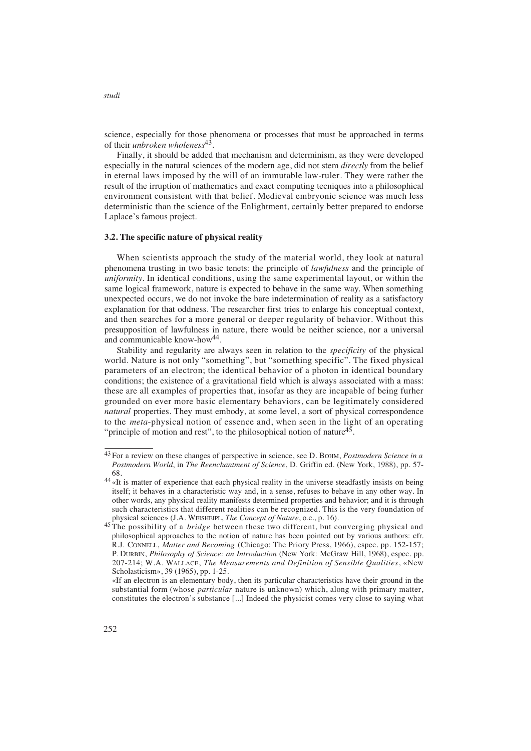science, especially for those phenomena or processes that must be approached in terms of their *unbroken wholeness*[43].

Finally, it should be added that mechanism and determinism, as they were developed especially in the natural sciences of the modern age, did not stem *directly* from the belief in eternal laws imposed by the will of an immutable law-ruler. They were rather the result of the irruption of mathematics and exact computing tecniques into a philosophical environment consistent with that belief. Medieval embryonic science was much less deterministic than the science of the Enlightment, certainly better prepared to endorse Laplace's famous project.

### 3.2. The specific nature of physical reality

When scientists approach the study of the material world, they look at natural phenomena trusting in two basic tenets: the principle of *lawfulness* and the principle of *uniformity*. In identical conditions, using the same experimental layout, or within the same logical framework, nature is expected to behave in the same way. When something unexpected occurs, we do not invoke the bare indetermination of reality as a satisfactory explanation for that oddness. The researcher first tries to enlarge his conceptual context, and then searches for a more general or deeper regularity of behavior. Without this presupposition of lawfulness in nature, there would be neither science, nor a universal and communicable know-how[44].

Stability and regularity are always seen in relation to the *specificity* of the physical world. Nature is not only "something", but "something specific". The fixed physical parameters of an electron; the identical behavior of a photon in identical boundary conditions; the existence of a gravitational field which is always associated with a mass: these are all examples of properties that, insofar as they are incapable of being furher grounded on ever more basic elementary behaviors, can be legitimately considered *natural* properties. They must embody, at some level, a sort of physical correspondence to the *meta*-physical notion of essence and, when seen in the light of an operating "principle of motion and rest", to the philosophical notion of nature[45].

---

[43] For a review on these changes of perspective in science, see D. BOHM, *Postmodern Science in a Postmodern World*, in *The Reenchantment of Science*, D. Griffin ed. (New York, 1988), pp. 57-68.

[44] «It is matter of experience that each physical reality in the universe steadfastly insists on being itself; it behaves in a characteristic way and, in a sense, refuses to behave in any other way. In other words, any physical reality manifests determined properties and behavior; and it is through such characteristics that different realities can be recognized. This is the very foundation of physical science» (J.A. WEISHEIPL, *The Concept of Nature*, o.c., p. 16).

[45] The possibility of a *bridge* between these two different, but converging physical and philosophical approaches to the notion of nature has been pointed out by various authors: cfr. R.J. CONNELL, *Matter and Becoming* (Chicago: The Priory Press, 1966), espec. pp. 152-157; P. DURBIN, *Philosophy of Science: an Introduction* (New York: McGraw Hill, 1968), espec. pp. 207-214; W.A. WALLACE, *The Measurements and Definition of Sensible Qualities*, «New Scholasticism», 39 (1965), pp. 1-25.

«If an electron is an elementary body, then its particular characteristics have their ground in the substantial form (whose *particular* nature is unknown) which, along with primary matter, constitutes the electron's substance [...] Indeed the physicist comes very close to saying what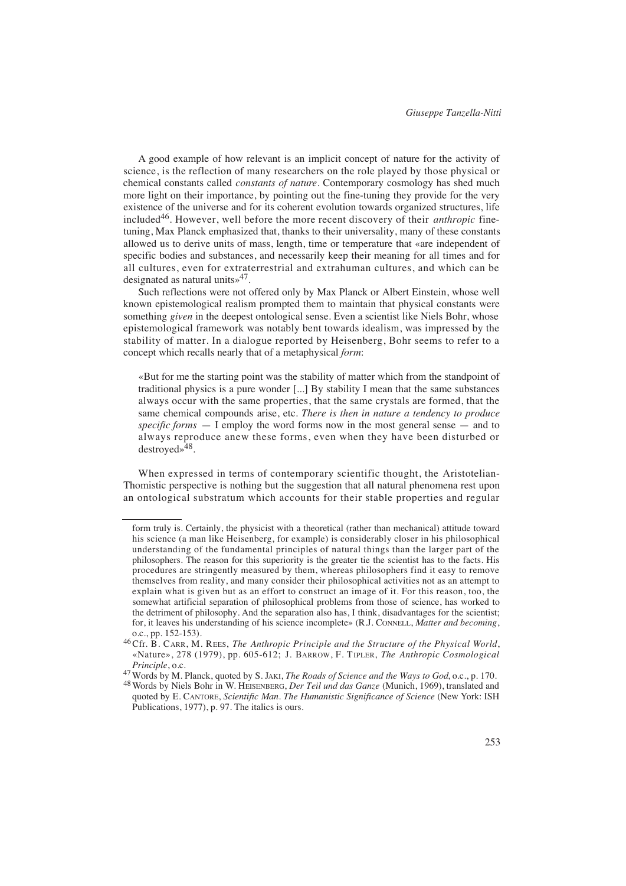A good example of how relevant is an implicit concept of nature for the activity of science, is the reflection of many researchers on the role played by those physical or chemical constants called *constants of nature*. Contemporary cosmology has shed much more light on their importance, by pointing out the fine-tuning they provide for the very existence of the universe and for its coherent evolution towards organized structures, life included[46]. However, well before the more recent discovery of their *anthropic* fine-tuning, Max Planck emphasized that, thanks to their universality, many of these constants allowed us to derive units of mass, length, time or temperature that «are independent of specific bodies and substances, and necessarily keep their meaning for all times and for all cultures, even for extraterrestrial and extrahuman cultures, and which can be designated as natural units»[47].

Such reflections were not offered only by Max Planck or Albert Einstein, whose well known epistemological realism prompted them to maintain that physical constants were something *given* in the deepest ontological sense. Even a scientist like Niels Bohr, whose epistemological framework was notably bent towards idealism, was impressed by the stability of matter. In a dialogue reported by Heisenberg, Bohr seems to refer to a concept which recalls nearly that of a metaphysical *form*:

> «But for me the starting point was the stability of matter which from the standpoint of traditional physics is a pure wonder [...] By stability I mean that the same substances always occur with the same properties, that the same crystals are formed, that the same chemical compounds arise, etc. *There is then in nature a tendency to produce specific forms* — I employ the word forms now in the most general sense — and to always reproduce anew these forms, even when they have been disturbed or destroyed»[48].

When expressed in terms of contemporary scientific thought, the Aristotelian-Thomistic perspective is nothing but the suggestion that all natural phenomena rest upon an ontological substratum which accounts for their stable properties and regular

---

form truly is. Certainly, the physicist with a theoretical (rather than mechanical) attitude toward his science (a man like Heisenberg, for example) is considerably closer in his philosophical understanding of the fundamental principles of natural things than the larger part of the philosophers. The reason for this superiority is the greater tie the scientist has to the facts. His procedures are stringently measured by them, whereas philosophers find it easy to remove themselves from reality, and many consider their philosophical activities not as an attempt to explain what is given but as an effort to construct an image of it. For this reason, too, the somewhat artificial separation of philosophical problems from those of science, has worked to the detriment of philosophy. And the separation also has, I think, disadvantages for the scientist; for, it leaves his understanding of his science incomplete» (R.J. CONNELL, *Matter and becoming*, o.c., pp. 152-153).

[46] Cfr. B. CARR, M. REES, *The Anthropic Principle and the Structure of the Physical World*, «Nature», 278 (1979), pp. 605-612; J. BARROW, F. TIPLER, *The Anthropic Cosmological Principle*, o.c.

[47] Words by M. Planck, quoted by S. JAKI, *The Roads of Science and the Ways to God*, o.c., p. 170.

[48] Words by Niels Bohr in W. HEISENBERG, *Der Teil und das Ganze* (Munich, 1969), translated and quoted by E. CANTORE, *Scientific Man. The Humanistic Significance of Science* (New York: ISH Publications, 1977), p. 97. The italics is ours.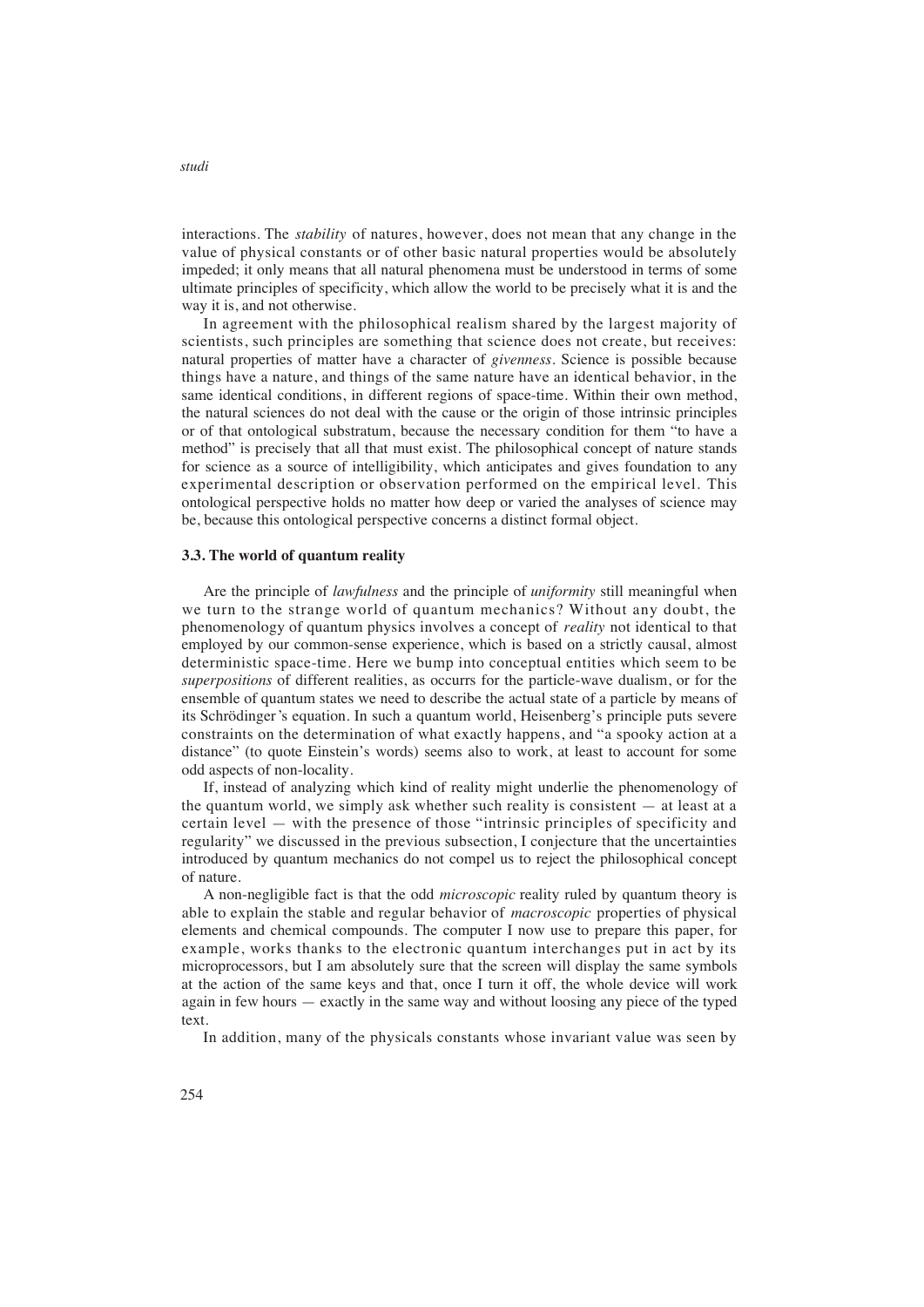interactions. The *stability* of natures, however, does not mean that any change in the value of physical constants or of other basic natural properties would be absolutely impeded; it only means that all natural phenomena must be understood in terms of some ultimate principles of specificity, which allow the world to be precisely what it is and the way it is, and not otherwise.

In agreement with the philosophical realism shared by the largest majority of scientists, such principles are something that science does not create, but receives: natural properties of matter have a character of *givenness*. Science is possible because things have a nature, and things of the same nature have an identical behavior, in the same identical conditions, in different regions of space-time. Within their own method, the natural sciences do not deal with the cause or the origin of those intrinsic principles or of that ontological substratum, because the necessary condition for them "to have a method" is precisely that all that must exist. The philosophical concept of nature stands for science as a source of intelligibility, which anticipates and gives foundation to any experimental description or observation performed on the empirical level. This ontological perspective holds no matter how deep or varied the analyses of science may be, because this ontological perspective concerns a distinct formal object.

### 3.3. The world of quantum reality

Are the principle of *lawfulness* and the principle of *uniformity* still meaningful when we turn to the strange world of quantum mechanics? Without any doubt, the phenomenology of quantum physics involves a concept of *reality* not identical to that employed by our common-sense experience, which is based on a strictly causal, almost deterministic space-time. Here we bump into conceptual entities which seem to be *superpositions* of different realities, as occurrs for the particle-wave dualism, or for the ensemble of quantum states we need to describe the actual state of a particle by means of its Schrödinger's equation. In such a quantum world, Heisenberg's principle puts severe constraints on the determination of what exactly happens, and "a spooky action at a distance" (to quote Einstein's words) seems also to work, at least to account for some odd aspects of non-locality.

If, instead of analyzing which kind of reality might underlie the phenomenology of the quantum world, we simply ask whether such reality is consistent — at least at a certain level — with the presence of those "intrinsic principles of specificity and regularity" we discussed in the previous subsection, I conjecture that the uncertainties introduced by quantum mechanics do not compel us to reject the philosophical concept of nature.

A non-negligible fact is that the odd *microscopic* reality ruled by quantum theory is able to explain the stable and regular behavior of *macroscopic* properties of physical elements and chemical compounds. The computer I now use to prepare this paper, for example, works thanks to the electronic quantum interchanges put in act by its microprocessors, but I am absolutely sure that the screen will display the same symbols at the action of the same keys and that, once I turn it off, the whole device will work again in few hours — exactly in the same way and without loosing any piece of the typed text.

In addition, many of the physicals constants whose invariant value was seen by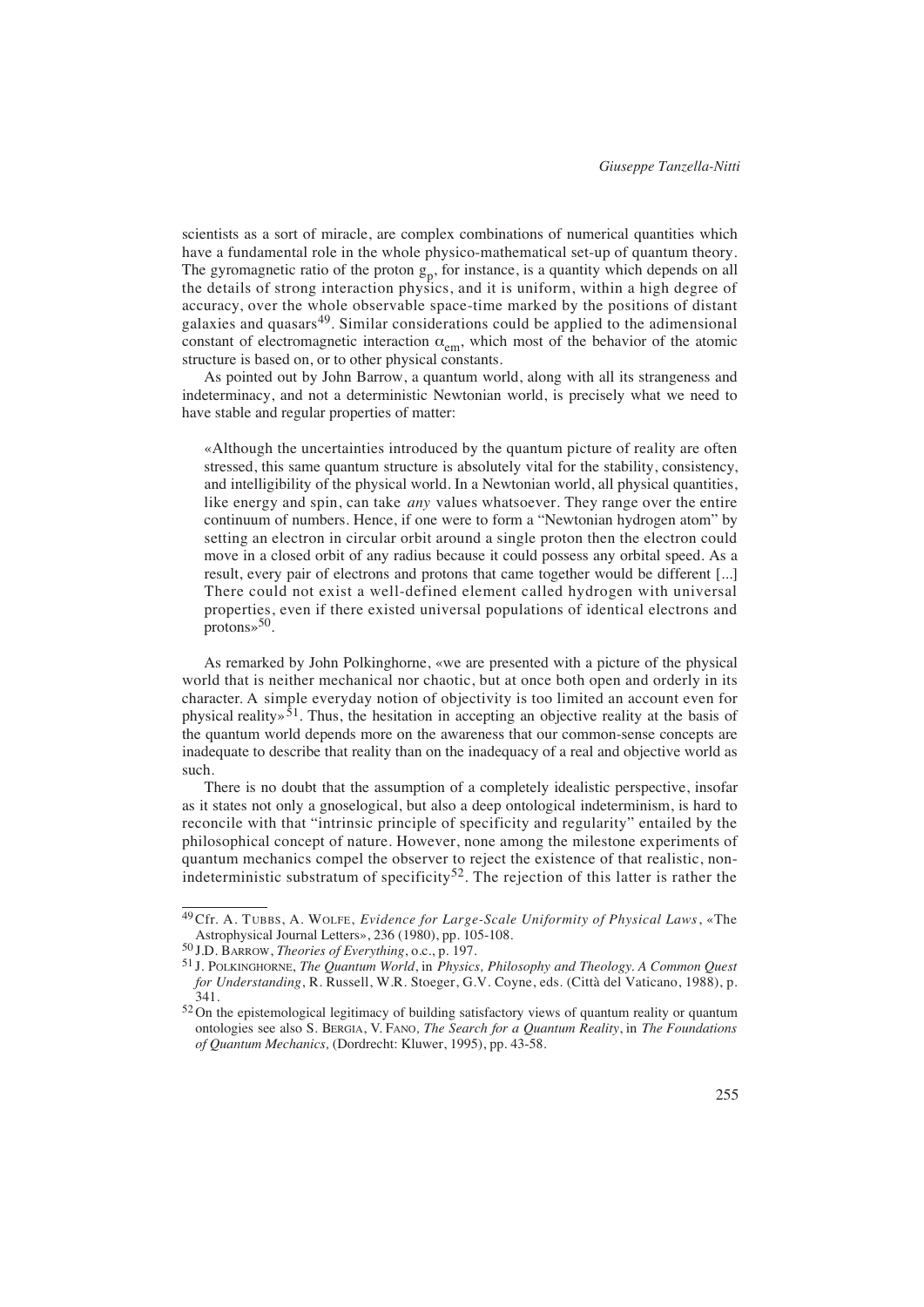scientists as a sort of miracle, are complex combinations of numerical quantities which have a fundamental role in the whole physico-mathematical set-up of quantum theory. The gyromagnetic ratio of the proton $g_p$, for instance, is a quantity which depends on all the details of strong interaction physics, and it is uniform, within a high degree of accuracy, over the whole observable space-time marked by the positions of distant galaxies and quasars[49]. Similar considerations could be applied to the adimensional constant of electromagnetic interaction $\alpha_{em}$, which most of the behavior of the atomic structure is based on, or to other physical constants.

As pointed out by John Barrow, a quantum world, along with all its strangeness and indeterminacy, and not a deterministic Newtonian world, is precisely what we need to have stable and regular properties of matter:

> «Although the uncertainties introduced by the quantum picture of reality are often stressed, this same quantum structure is absolutely vital for the stability, consistency, and intelligibility of the physical world. In a Newtonian world, all physical quantities, like energy and spin, can take *any* values whatsoever. They range over the entire continuum of numbers. Hence, if one were to form a "Newtonian hydrogen atom" by setting an electron in circular orbit around a single proton then the electron could move in a closed orbit of any radius because it could possess any orbital speed. As a result, every pair of electrons and protons that came together would be different [...] There could not exist a well-defined element called hydrogen with universal properties, even if there existed universal populations of identical electrons and protons»[50].

As remarked by John Polkinghorne, «we are presented with a picture of the physical world that is neither mechanical nor chaotic, but at once both open and orderly in its character. A simple everyday notion of objectivity is too limited an account even for physical reality»[51]. Thus, the hesitation in accepting an objective reality at the basis of the quantum world depends more on the awareness that our common-sense concepts are inadequate to describe that reality than on the inadequacy of a real and objective world as such.

There is no doubt that the assumption of a completely idealistic perspective, insofar as it states not only a gnoseological, but also a deep ontological indeterminism, is hard to reconcile with that "intrinsic principle of specificity and regularity" entailed by the philosophical concept of nature. However, none among the milestone experiments of quantum mechanics compel the observer to reject the existence of that realistic, non-indeterministic substratum of specificity[52]. The rejection of this latter is rather the

---

[49] Cfr. A. Tubbs, A. Wolfe, *Evidence for Large-Scale Uniformity of Physical Laws*, «The Astrophysical Journal Letters», 236 (1980), pp. 105-108.

[50] J.D. Barrow, *Theories of Everything*, o.c., p. 197.

[51] J. Polkinghorne, *The Quantum World*, in *Physics, Philosophy and Theology. A Common Quest for Understanding*, R. Russell, W.R. Stoeger, G.V. Coyne, eds. (Città del Vaticano, 1988), p. 341.

[52] On the epistemological legitimacy of building satisfactory views of quantum reality or quantum ontologies see also S. Bergia, V. Fano, *The Search for a Quantum Reality*, in *The Foundations of Quantum Mechanics,* (Dordrecht: Kluwer, 1995), pp. 43-58.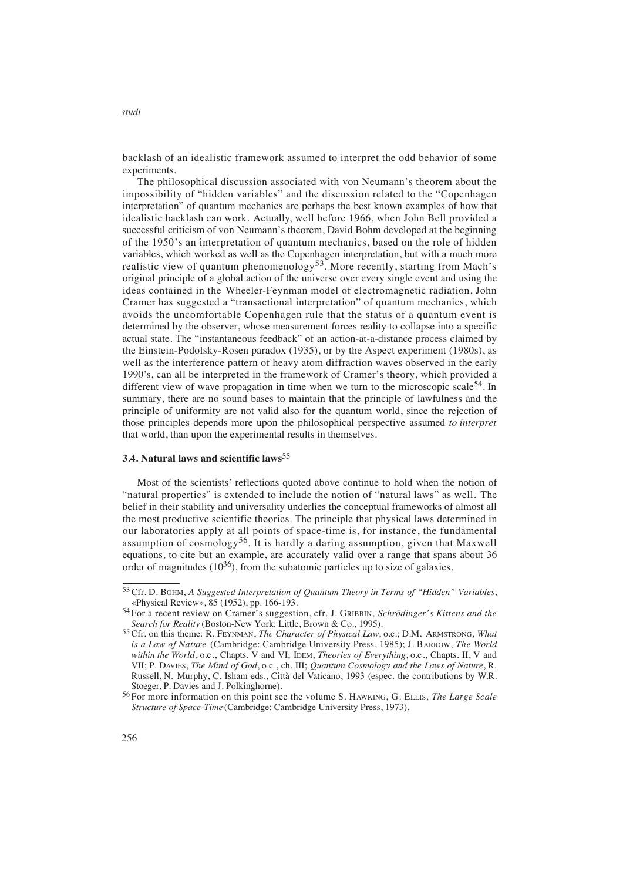backlash of an idealistic framework assumed to interpret the odd behavior of some experiments.

The philosophical discussion associated with von Neumann's theorem about the impossibility of "hidden variables" and the discussion related to the "Copenhagen interpretation" of quantum mechanics are perhaps the best known examples of how that idealistic backlash can work. Actually, well before 1966, when John Bell provided a successful criticism of von Neumann's theorem, David Bohm developed at the beginning of the 1950's an interpretation of quantum mechanics, based on the role of hidden variables, which worked as well as the Copenhagen interpretation, but with a much more realistic view of quantum phenomenology[53]. More recently, starting from Mach's original principle of a global action of the universe over every single event and using the ideas contained in the Wheeler-Feynman model of electromagnetic radiation, John Cramer has suggested a "transactional interpretation" of quantum mechanics, which avoids the uncomfortable Copenhagen rule that the status of a quantum event is determined by the observer, whose measurement forces reality to collapse into a specific actual state. The "instantaneous feedback" of an action-at-a-distance process claimed by the Einstein-Podolsky-Rosen paradox (1935), or by the Aspect experiment (1980s), as well as the interference pattern of heavy atom diffraction waves observed in the early 1990's, can all be interpreted in the framework of Cramer's theory, which provided a different view of wave propagation in time when we turn to the microscopic scale[54]. In summary, there are no sound bases to maintain that the principle of lawfulness and the principle of uniformity are not valid also for the quantum world, since the rejection of those principles depends more upon the philosophical perspective assumed *to interpret* that world, than upon the experimental results in themselves.

### 3.4. Natural laws and scientific laws[55]

Most of the scientists' reflections quoted above continue to hold when the notion of "natural properties" is extended to include the notion of "natural laws" as well. The belief in their stability and universality underlies the conceptual frameworks of almost all the most productive scientific theories. The principle that physical laws determined in our laboratories apply at all points of space-time is, for instance, the fundamental assumption of cosmology[56]. It is hardly a daring assumption, given that Maxwell equations, to cite but an example, are accurately valid over a range that spans about 36 order of magnitudes ($10^{36}$), from the subatomic particles up to size of galaxies.

---

[53] Cfr. D. Bohm, *A Suggested Interpretation of Quantum Theory in Terms of "Hidden" Variables*, «Physical Review», 85 (1952), pp. 166-193.

[54] For a recent review on Cramer's suggestion, cfr. J. Gribbin, *Schrödinger's Kittens and the Search for Reality* (Boston-New York: Little, Brown & Co., 1995).

[55] Cfr. on this theme: R. Feynman, *The Character of Physical Law*, o.c.; D.M. Armstrong, *What is a Law of Nature* (Cambridge: Cambridge University Press, 1985); J. Barrow, *The World within the World*, o.c., Chapts. V and VI; Idem, *Theories of Everything*, o.c., Chapts. II, V and VII; P. Davies, *The Mind of God*, o.c., ch. III; *Quantum Cosmology and the Laws of Nature*, R. Russell, N. Murphy, C. Isham eds., Città del Vaticano, 1993 (espec. the contributions by W.R. Stoeger, P. Davies and J. Polkinghorne).

[56] For more information on this point see the volume S. Hawking, G. Ellis, *The Large Scale Structure of Space-Time* (Cambridge: Cambridge University Press, 1973).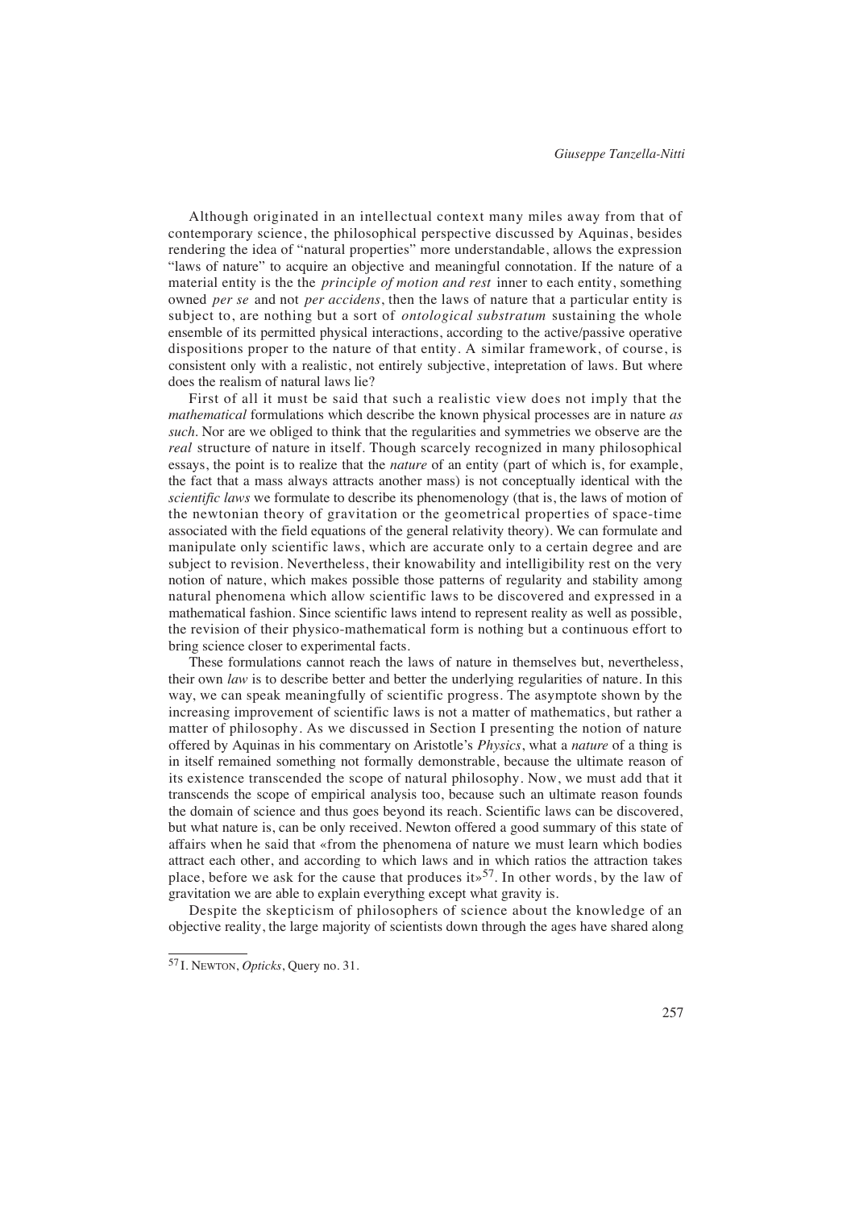Although originated in an intellectual context many miles away from that of contemporary science, the philosophical perspective discussed by Aquinas, besides rendering the idea of "natural properties" more understandable, allows the expression "laws of nature" to acquire an objective and meaningful connotation. If the nature of a material entity is the the *principle of motion and rest* inner to each entity, something owned *per se* and not *per accidens*, then the laws of nature that a particular entity is subject to, are nothing but a sort of *ontological substratum* sustaining the whole ensemble of its permitted physical interactions, according to the active/passive operative dispositions proper to the nature of that entity. A similar framework, of course, is consistent only with a realistic, not entirely subjective, intepretation of laws. But where does the realism of natural laws lie?

First of all it must be said that such a realistic view does not imply that the *mathematical* formulations which describe the known physical processes are in nature *as such*. Nor are we obliged to think that the regularities and symmetries we observe are the *real* structure of nature in itself. Though scarcely recognized in many philosophical essays, the point is to realize that the *nature* of an entity (part of which is, for example, the fact that a mass always attracts another mass) is not conceptually identical with the *scientific laws* we formulate to describe its phenomenology (that is, the laws of motion of the newtonian theory of gravitation or the geometrical properties of space-time associated with the field equations of the general relativity theory). We can formulate and manipulate only scientific laws, which are accurate only to a certain degree and are subject to revision. Nevertheless, their knowability and intelligibility rest on the very notion of nature, which makes possible those patterns of regularity and stability among natural phenomena which allow scientific laws to be discovered and expressed in a mathematical fashion. Since scientific laws intend to represent reality as well as possible, the revision of their physico-mathematical form is nothing but a continuous effort to bring science closer to experimental facts.

These formulations cannot reach the laws of nature in themselves but, nevertheless, their own *law* is to describe better and better the underlying regularities of nature. In this way, we can speak meaningfully of scientific progress. The asymptote shown by the increasing improvement of scientific laws is not a matter of mathematics, but rather a matter of philosophy. As we discussed in Section I presenting the notion of nature offered by Aquinas in his commentary on Aristotle's *Physics*, what a *nature* of a thing is in itself remained something not formally demonstrable, because the ultimate reason of its existence transcended the scope of natural philosophy. Now, we must add that it transcends the scope of empirical analysis too, because such an ultimate reason founds the domain of science and thus goes beyond its reach. Scientific laws can be discovered, but what nature is, can be only received. Newton offered a good summary of this state of affairs when he said that «from the phenomena of nature we must learn which bodies attract each other, and according to which laws and in which ratios the attraction takes place, before we ask for the cause that produces it»[57]. In other words, by the law of gravitation we are able to explain everything except what gravity is.

Despite the skepticism of philosophers of science about the knowledge of an objective reality, the large majority of scientists down through the ages have shared along

---

[57] I. NEWTON, *Opticks*, Query no. 31.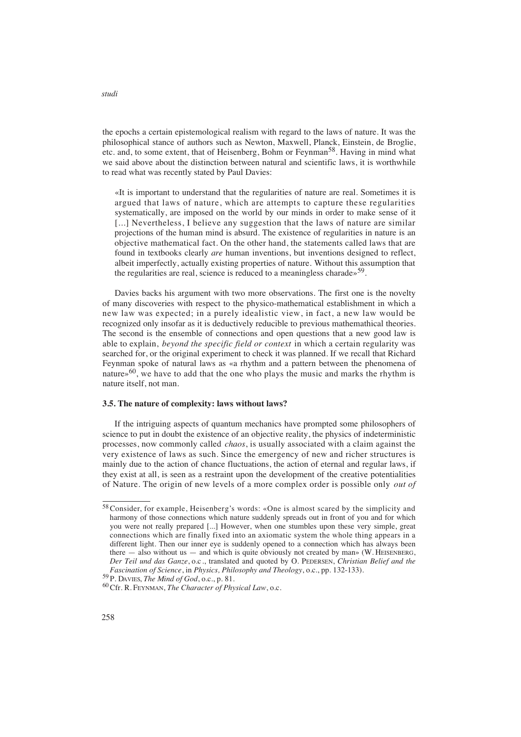the epochs a certain epistemological realism with regard to the laws of nature. It was the philosophical stance of authors such as Newton, Maxwell, Planck, Einstein, de Broglie, etc. and, to some extent, that of Heisenberg, Bohm or Feynman[58]. Having in mind what we said above about the distinction between natural and scientific laws, it is worthwhile to read what was recently stated by Paul Davies:

> «It is important to understand that the regularities of nature are real. Sometimes it is argued that laws of nature, which are attempts to capture these regularities systematically, are imposed on the world by our minds in order to make sense of it [...] Nevertheless, I believe any suggestion that the laws of nature are similar projections of the human mind is absurd. The existence of regularities in nature is an objective mathematical fact. On the other hand, the statements called laws that are found in textbooks clearly *are* human inventions, but inventions designed to reflect, albeit imperfectly, actually existing properties of nature. Without this assumption that the regularities are real, science is reduced to a meaningless charade»[59].

Davies backs his argument with two more observations. The first one is the novelty of many discoveries with respect to the physico-mathematical establishment in which a new law was expected; in a purely idealistic view, in fact, a new law would be recognized only insofar as it is deductively reducible to previous mathemathical theories. The second is the ensemble of connections and open questions that a new good law is able to explain, *beyond the specific field or context* in which a certain regularity was searched for, or the original experiment to check it was planned. If we recall that Richard Feynman spoke of natural laws as «a rhythm and a pattern between the phenomena of nature»[60], we have to add that the one who plays the music and marks the rhythm is nature itself, not man.

### 3.5. The nature of complexity: laws without laws?

If the intriguing aspects of quantum mechanics have prompted some philosophers of science to put in doubt the existence of an objective reality, the physics of indeterministic processes, now commonly called *chaos*, is usually associated with a claim against the very existence of laws as such. Since the emergency of new and richer structures is mainly due to the action of chance fluctuations, the action of eternal and regular laws, if they exist at all, is seen as a restraint upon the development of the creative potentialities of Nature. The origin of new levels of a more complex order is possible only *out of*

---

[58] Consider, for example, Heisenberg's words: «One is almost scared by the simplicity and harmony of those connections which nature suddenly spreads out in front of you and for which you were not really prepared [...] However, when one stumbles upon these very simple, great connections which are finally fixed into an axiomatic system the whole thing appears in a different light. Then our inner eye is suddenly opened to a connection which has always been there — also without us — and which is quite obviously not created by man» (W. HEISENBERG, *Der Teil und das Ganze*, o.c., translated and quoted by O. PEDERSEN, *Christian Belief and the Fascination of Science*, in *Physics, Philosophy and Theology*, o.c., pp. 132-133).

[59] P. DAVIES, *The Mind of God*, o.c., p. 81.

[60] Cfr. R. FEYNMAN, *The Character of Physical Law*, o.c.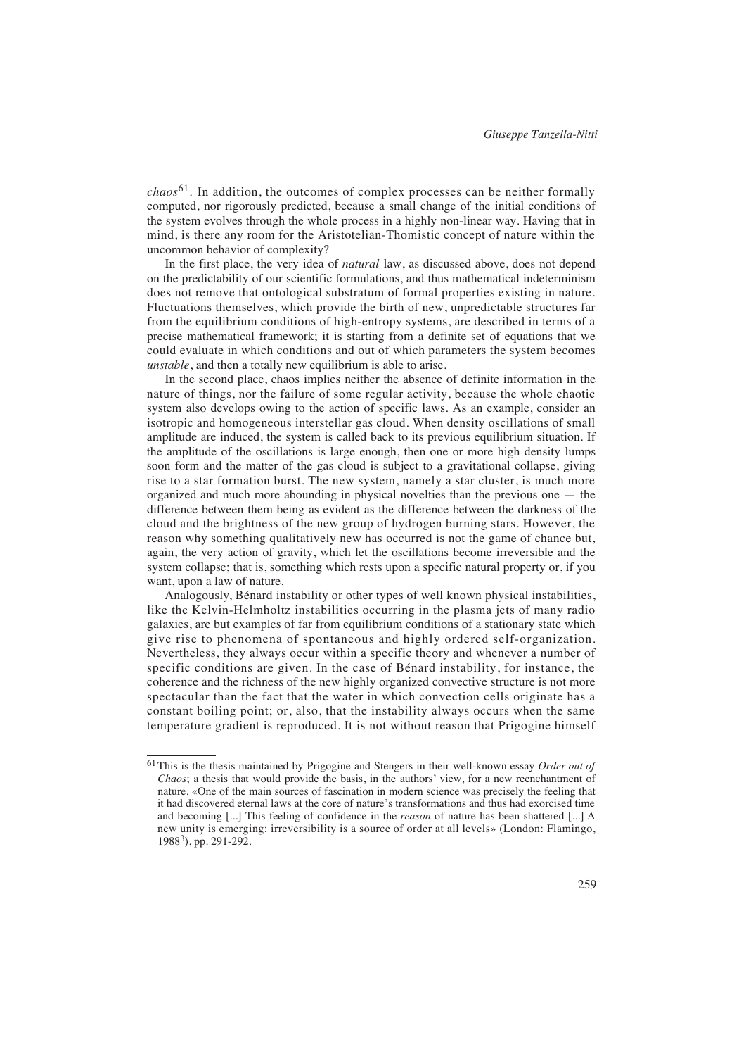*chaos*[61]. In addition, the outcomes of complex processes can be neither formally computed, nor rigorously predicted, because a small change of the initial conditions of the system evolves through the whole process in a highly non-linear way. Having that in mind, is there any room for the Aristotelian-Thomistic concept of nature within the uncommon behavior of complexity?

In the first place, the very idea of *natural* law, as discussed above, does not depend on the predictability of our scientific formulations, and thus mathematical indeterminism does not remove that ontological substratum of formal properties existing in nature. Fluctuations themselves, which provide the birth of new, unpredictable structures far from the equilibrium conditions of high-entropy systems, are described in terms of a precise mathematical framework; it is starting from a definite set of equations that we could evaluate in which conditions and out of which parameters the system becomes *unstable*, and then a totally new equilibrium is able to arise.

In the second place, chaos implies neither the absence of definite information in the nature of things, nor the failure of some regular activity, because the whole chaotic system also develops owing to the action of specific laws. As an example, consider an isotropic and homogeneous interstellar gas cloud. When density oscillations of small amplitude are induced, the system is called back to its previous equilibrium situation. If the amplitude of the oscillations is large enough, then one or more high density lumps soon form and the matter of the gas cloud is subject to a gravitational collapse, giving rise to a star formation burst. The new system, namely a star cluster, is much more organized and much more abounding in physical novelties than the previous one — the difference between them being as evident as the difference between the darkness of the cloud and the brightness of the new group of hydrogen burning stars. However, the reason why something qualitatively new has occurred is not the game of chance but, again, the very action of gravity, which let the oscillations become irreversible and the system collapse; that is, something which rests upon a specific natural property or, if you want, upon a law of nature.

Analogously, Bénard instability or other types of well known physical instabilities, like the Kelvin-Helmholtz instabilities occurring in the plasma jets of many radio galaxies, are but examples of far from equilibrium conditions of a stationary state which give rise to phenomena of spontaneous and highly ordered self-organization. Nevertheless, they always occur within a specific theory and whenever a number of specific conditions are given. In the case of Bénard instability, for instance, the coherence and the richness of the new highly organized convective structure is not more spectacular than the fact that the water in which convection cells originate has a constant boiling point; or, also, that the instability always occurs when the same temperature gradient is reproduced. It is not without reason that Prigogine himself

---

[61] This is the thesis maintained by Prigogine and Stengers in their well-known essay *Order out of Chaos*; a thesis that would provide the basis, in the authors' view, for a new reenchantment of nature. «One of the main sources of fascination in modern science was precisely the feeling that it had discovered eternal laws at the core of nature's transformations and thus had exorcised time and becoming [...] This feeling of confidence in the *reason* of nature has been shattered [...] A new unity is emerging: irreversibility is a source of order at all levels» (London: Flamingo, 1988[3]), pp. 291-292.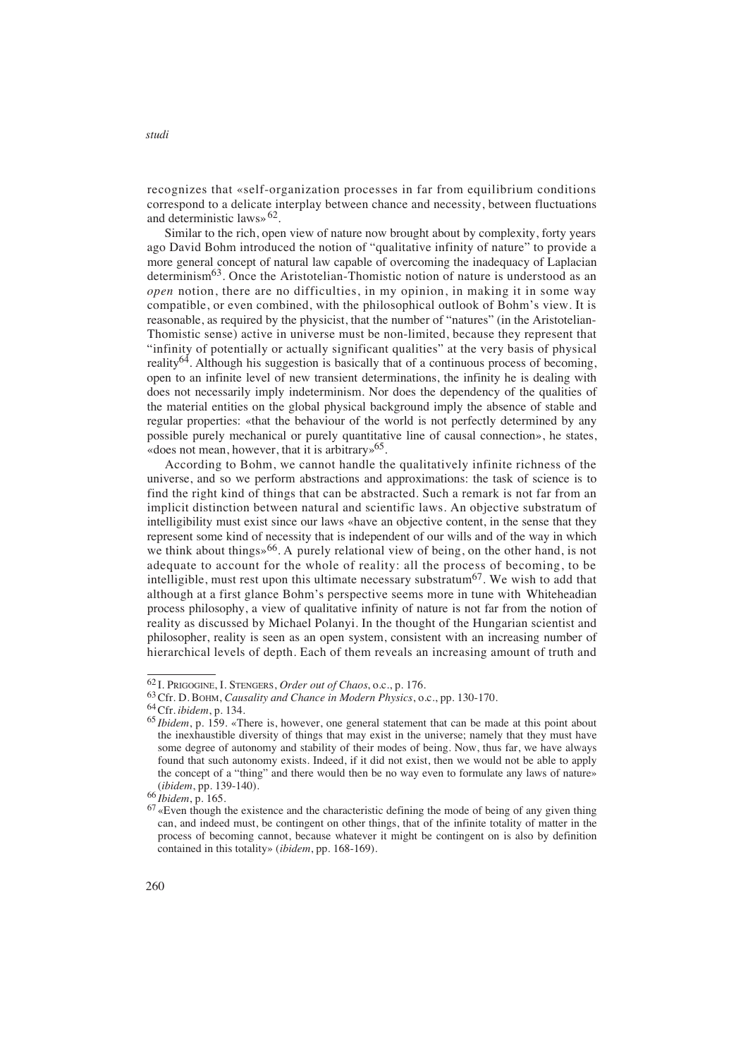recognizes that «self-organization processes in far from equilibrium conditions correspond to a delicate interplay between chance and necessity, between fluctuations and deterministic laws» [62].

Similar to the rich, open view of nature now brought about by complexity, forty years ago David Bohm introduced the notion of "qualitative infinity of nature" to provide a more general concept of natural law capable of overcoming the inadequacy of Laplacian determinism[63]. Once the Aristotelian-Thomistic notion of nature is understood as an *open* notion, there are no difficulties, in my opinion, in making it in some way compatible, or even combined, with the philosophical outlook of Bohm's view. It is reasonable, as required by the physicist, that the number of "natures" (in the Aristotelian-Thomistic sense) active in universe must be non-limited, because they represent that "infinity of potentially or actually significant qualities" at the very basis of physical reality[64]. Although his suggestion is basically that of a continuous process of becoming, open to an infinite level of new transient determinations, the infinity he is dealing with does not necessarily imply indeterminism. Nor does the dependency of the qualities of the material entities on the global physical background imply the absence of stable and regular properties: «that the behaviour of the world is not perfectly determined by any possible purely mechanical or purely quantitative line of causal connection», he states, «does not mean, however, that it is arbitrary»[65].

According to Bohm, we cannot handle the qualitatively infinite richness of the universe, and so we perform abstractions and approximations: the task of science is to find the right kind of things that can be abstracted. Such a remark is not far from an implicit distinction between natural and scientific laws. An objective substratum of intelligibility must exist since our laws «have an objective content, in the sense that they represent some kind of necessity that is independent of our wills and of the way in which we think about things»[66]. A purely relational view of being, on the other hand, is not adequate to account for the whole of reality: all the process of becoming, to be intelligible, must rest upon this ultimate necessary substratum[67]. We wish to add that although at a first glance Bohm's perspective seems more in tune with Whiteheadian process philosophy, a view of qualitative infinity of nature is not far from the notion of reality as discussed by Michael Polanyi. In the thought of the Hungarian scientist and philosopher, reality is seen as an open system, consistent with an increasing number of hierarchical levels of depth. Each of them reveals an increasing amount of truth and

---

[62] I. Prigogine, I. Stengers, *Order out of Chaos*, o.c., p. 176.

[63] Cfr. D. Bohm, *Causality and Chance in Modern Physics*, o.c., pp. 130-170.

[64] Cfr. *ibidem*, p. 134.

[65] *Ibidem*, p. 159. «There is, however, one general statement that can be made at this point about the inexhaustible diversity of things that may exist in the universe; namely that they must have some degree of autonomy and stability of their modes of being. Now, thus far, we have always found that such autonomy exists. Indeed, if it did not exist, then we would not be able to apply the concept of a "thing" and there would then be no way even to formulate any laws of nature» (*ibidem*, pp. 139-140).

[66] *Ibidem*, p. 165.

[67] «Even though the existence and the characteristic defining the mode of being of any given thing can, and indeed must, be contingent on other things, that of the infinite totality of matter in the process of becoming cannot, because whatever it might be contingent on is also by definition contained in this totality» (*ibidem*, pp. 168-169).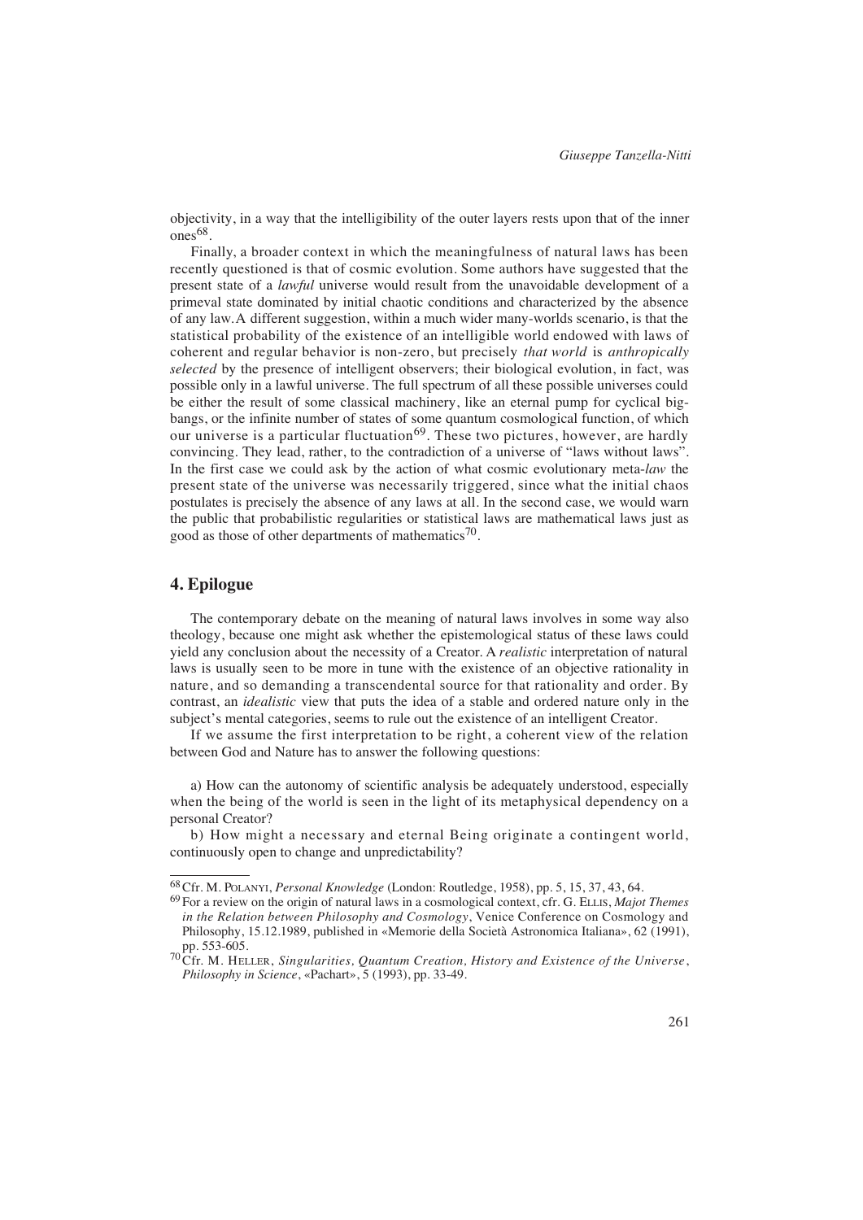objectivity, in a way that the intelligibility of the outer layers rests upon that of the inner ones[68].

Finally, a broader context in which the meaningfulness of natural laws has been recently questioned is that of cosmic evolution. Some authors have suggested that the present state of a *lawful* universe would result from the unavoidable development of a primeval state dominated by initial chaotic conditions and characterized by the absence of any law. A different suggestion, within a much wider many-worlds scenario, is that the statistical probability of the existence of an intelligible world endowed with laws of coherent and regular behavior is non-zero, but precisely *that world* is *anthropically selected* by the presence of intelligent observers; their biological evolution, in fact, was possible only in a lawful universe. The full spectrum of all these possible universes could be either the result of some classical machinery, like an eternal pump for cyclical big-bangs, or the infinite number of states of some quantum cosmological function, of which our universe is a particular fluctuation[69]. These two pictures, however, are hardly convincing. They lead, rather, to the contradiction of a universe of "laws without laws". In the first case we could ask by the action of what cosmic evolutionary meta-*law* the present state of the universe was necessarily triggered, since what the initial chaos postulates is precisely the absence of any laws at all. In the second case, we would warn the public that probabilistic regularities or statistical laws are mathematical laws just as good as those of other departments of mathematics[70].

## 4. Epilogue

The contemporary debate on the meaning of natural laws involves in some way also theology, because one might ask whether the epistemological status of these laws could yield any conclusion about the necessity of a Creator. A *realistic* interpretation of natural laws is usually seen to be more in tune with the existence of an objective rationality in nature, and so demanding a transcendental source for that rationality and order. By contrast, an *idealistic* view that puts the idea of a stable and ordered nature only in the subject's mental categories, seems to rule out the existence of an intelligent Creator.

If we assume the first interpretation to be right, a coherent view of the relation between God and Nature has to answer the following questions:

a) How can the autonomy of scientific analysis be adequately understood, especially when the being of the world is seen in the light of its metaphysical dependency on a personal Creator?

b) How might a necessary and eternal Being originate a contingent world, continuously open to change and unpredictability?

---

[68] Cfr. M. POLANYI, *Personal Knowledge* (London: Routledge, 1958), pp. 5, 15, 37, 43, 64.

[69] For a review on the origin of natural laws in a cosmological context, cfr. G. ELLIS, *Majot Themes in the Relation between Philosophy and Cosmology*, Venice Conference on Cosmology and Philosophy, 15.12.1989, published in «Memorie della Società Astronomica Italiana», 62 (1991), pp. 553-605.

[70] Cfr. M. HELLER, *Singularities, Quantum Creation, History and Existence of the Universe*, *Philosophy in Science*, «Pachart», 5 (1993), pp. 33-49.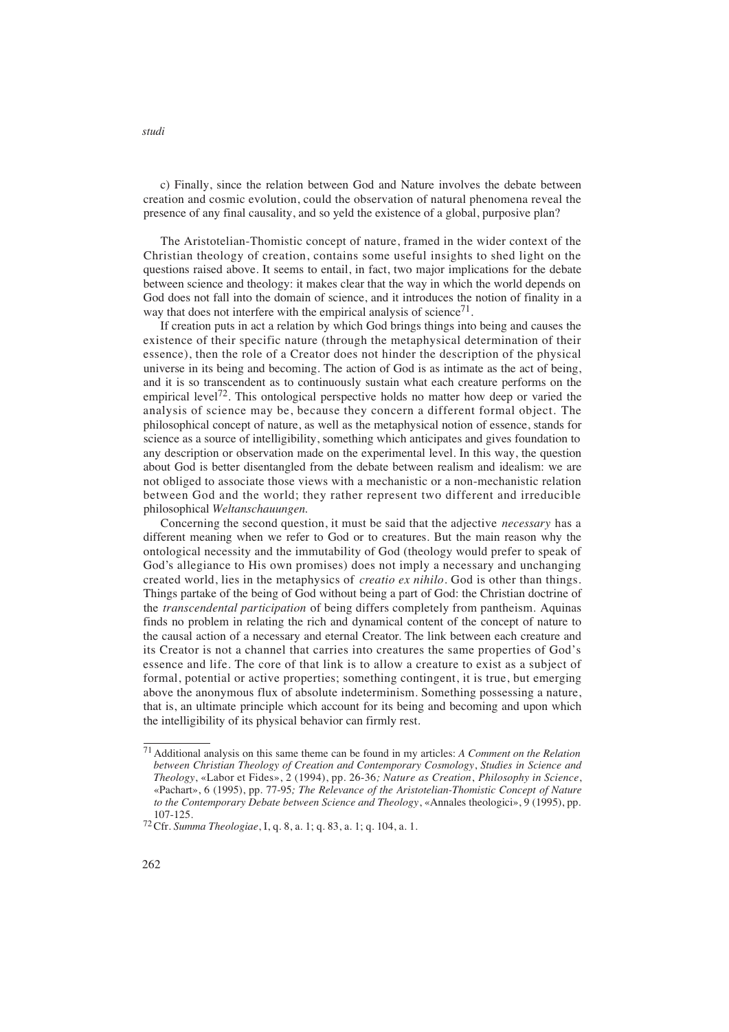c) Finally, since the relation between God and Nature involves the debate between creation and cosmic evolution, could the observation of natural phenomena reveal the presence of any final causality, and so yeld the existence of a global, purposive plan?

The Aristotelian-Thomistic concept of nature, framed in the wider context of the Christian theology of creation, contains some useful insights to shed light on the questions raised above. It seems to entail, in fact, two major implications for the debate between science and theology: it makes clear that the way in which the world depends on God does not fall into the domain of science, and it introduces the notion of finality in a way that does not interfere with the empirical analysis of science[71].

If creation puts in act a relation by which God brings things into being and causes the existence of their specific nature (through the metaphysical determination of their essence), then the role of a Creator does not hinder the description of the physical universe in its being and becoming. The action of God is as intimate as the act of being, and it is so transcendent as to continuously sustain what each creature performs on the empirical level[72]. This ontological perspective holds no matter how deep or varied the analysis of science may be, because they concern a different formal object. The philosophical concept of nature, as well as the metaphysical notion of essence, stands for science as a source of intelligibility, something which anticipates and gives foundation to any description or observation made on the experimental level. In this way, the question about God is better disentangled from the debate between realism and idealism: we are not obliged to associate those views with a mechanistic or a non-mechanistic relation between God and the world; they rather represent two different and irreducible philosophical *Weltanschauungen.*

Concerning the second question, it must be said that the adjective *necessary* has a different meaning when we refer to God or to creatures. But the main reason why the ontological necessity and the immutability of God (theology would prefer to speak of God's allegiance to His own promises) does not imply a necessary and unchanging created world, lies in the metaphysics of *creatio ex nihilo*. God is other than things. Things partake of the being of God without being a part of God: the Christian doctrine of the *transcendental participation* of being differs completely from pantheism. Aquinas finds no problem in relating the rich and dynamical content of the concept of nature to the causal action of a necessary and eternal Creator. The link between each creature and its Creator is not a channel that carries into creatures the same properties of God's essence and life. The core of that link is to allow a creature to exist as a subject of formal, potential or active properties; something contingent, it is true, but emerging above the anonymous flux of absolute indeterminism. Something possessing a nature, that is, an ultimate principle which account for its being and becoming and upon which the intelligibility of its physical behavior can firmly rest.

---

[71] Additional analysis on this same theme can be found in my articles: *A Comment on the Relation between Christian Theology of Creation and Contemporary Cosmology*, *Studies in Science and Theology*, «Labor et Fides», 2 (1994), pp. 26-36*; Nature as Creation*, *Philosophy in Science*, «Pachart», 6 (1995), pp. 77-95*; The Relevance of the Aristotelian-Thomistic Concept of Nature to the Contemporary Debate between Science and Theology*, «Annales theologici», 9 (1995), pp. 107-125.

[72] Cfr. *Summa Theologiae*, I, q. 8, a. 1; q. 83, a. 1; q. 104, a. 1.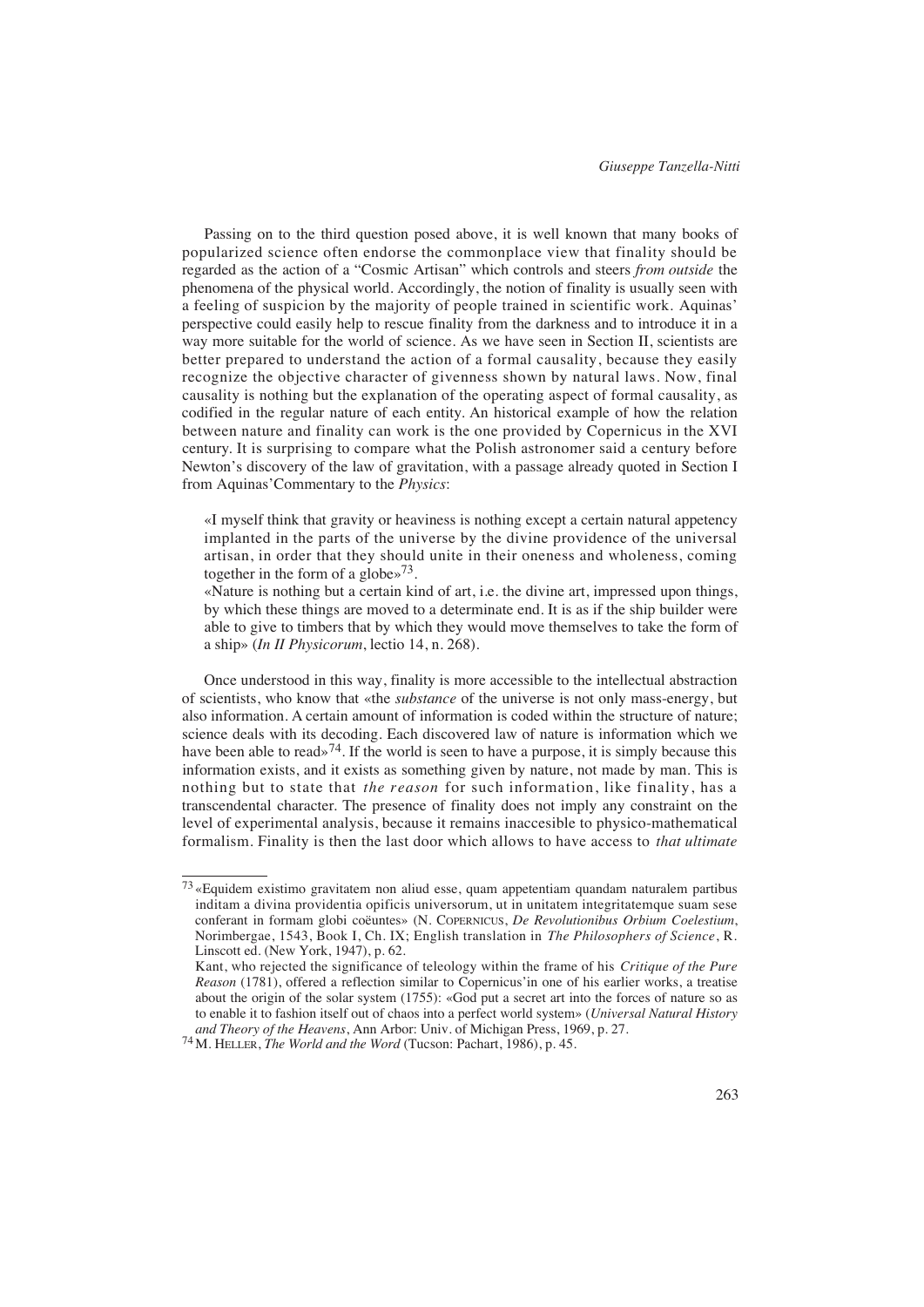Passing on to the third question posed above, it is well known that many books of popularized science often endorse the commonplace view that finality should be regarded as the action of a "Cosmic Artisan" which controls and steers *from outside* the phenomena of the physical world. Accordingly, the notion of finality is usually seen with a feeling of suspicion by the majority of people trained in scientific work. Aquinas' perspective could easily help to rescue finality from the darkness and to introduce it in a way more suitable for the world of science. As we have seen in Section II, scientists are better prepared to understand the action of a formal causality, because they easily recognize the objective character of givenness shown by natural laws. Now, final causality is nothing but the explanation of the operating aspect of formal causality, as codified in the regular nature of each entity. An historical example of how the relation between nature and finality can work is the one provided by Copernicus in the XVI century. It is surprising to compare what the Polish astronomer said a century before Newton's discovery of the law of gravitation, with a passage already quoted in Section I from Aquinas'Commentary to the *Physics*:

> «I myself think that gravity or heaviness is nothing except a certain natural appetency implanted in the parts of the universe by the divine providence of the universal artisan, in order that they should unite in their oneness and wholeness, coming together in the form of a globe»[73].
>
> «Nature is nothing but a certain kind of art, i.e. the divine art, impressed upon things, by which these things are moved to a determinate end. It is as if the ship builder were able to give to timbers that by which they would move themselves to take the form of a ship» (*In II Physicorum*, lectio 14, n. 268).

Once understood in this way, finality is more accessible to the intellectual abstraction of scientists, who know that «the *substance* of the universe is not only mass-energy, but also information. A certain amount of information is coded within the structure of nature; science deals with its decoding. Each discovered law of nature is information which we have been able to read»[74]. If the world is seen to have a purpose, it is simply because this information exists, and it exists as something given by nature, not made by man. This is nothing but to state that *the reason* for such information, like finality, has a transcendental character. The presence of finality does not imply any constraint on the level of experimental analysis, because it remains inaccesible to physico-mathematical formalism. Finality is then the last door which allows to have access to *that ultimate*

---

[73] «Equidem existimo gravitatem non aliud esse, quam appetentiam quandam naturalem partibus inditam a divina providentia opificis universorum, ut in unitatem integritatemque suam sese conferant in formam globi coëuntes» (N. COPERNICUS, *De Revolutionibus Orbium Coelestium*, Norimbergae, 1543, Book I, Ch. IX; English translation in *The Philosophers of Science*, R. Linscott ed. (New York, 1947), p. 62.
Kant, who rejected the significance of teleology within the frame of his *Critique of the Pure Reason* (1781), offered a reflection similar to Copernicus'in one of his earlier works, a treatise about the origin of the solar system (1755): «God put a secret art into the forces of nature so as to enable it to fashion itself out of chaos into a perfect world system» (*Universal Natural History and Theory of the Heavens*, Ann Arbor: Univ. of Michigan Press, 1969, p. 27.

[74] M. HELLER, *The World and the Word* (Tucson: Pachart, 1986), p. 45.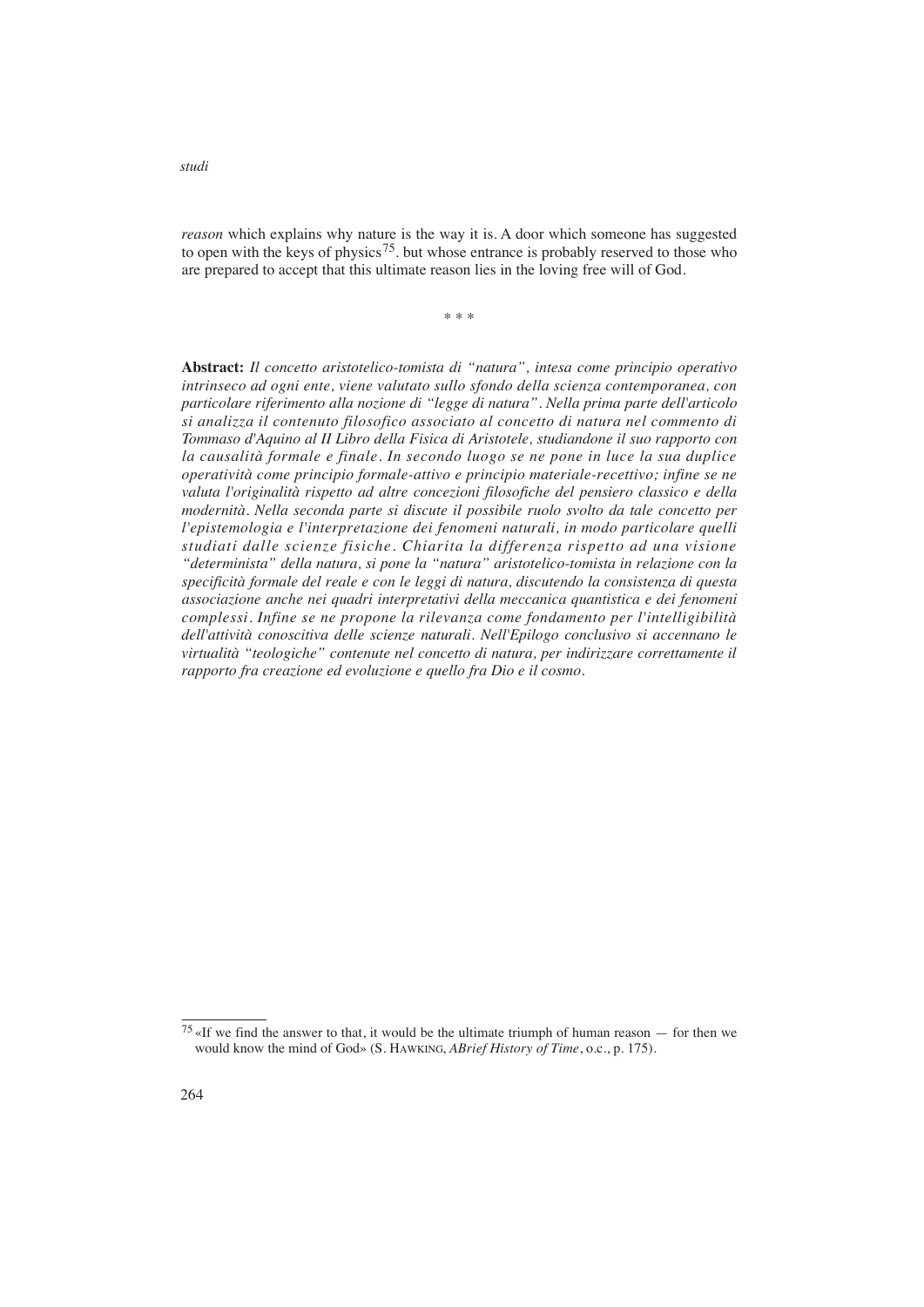*reason* which explains why nature is the way it is. A door which someone has suggested to open with the keys of physics[75]. but whose entrance is probably reserved to those who are prepared to accept that this ultimate reason lies in the loving free will of God.

\* \* \*

**Abstract:** *Il concetto aristotelico-tomista di "natura", intesa come principio operativo intrinseco ad ogni ente, viene valutato sullo sfondo della scienza contemporanea, con particolare riferimento alla nozione di "legge di natura". Nella prima parte dell'articolo si analizza il contenuto filosofico associato al concetto di natura nel commento di Tommaso d'Aquino al II Libro della Fisica di Aristotele, studiandone il suo rapporto con la causalità formale e finale. In secondo luogo se ne pone in luce la sua duplice operatività come principio formale-attivo e principio materiale-recettivo; infine se ne valuta l'originalità rispetto ad altre concezioni filosofiche del pensiero classico e della modernità. Nella seconda parte si discute il possibile ruolo svolto da tale concetto per l'epistemologia e l'interpretazione dei fenomeni naturali, in modo particolare quelli studiati dalle scienze fisiche. Chiarita la differenza rispetto ad una visione "determinista" della natura, si pone la "natura" aristotelico-tomista in relazione con la specificità formale del reale e con le leggi di natura, discutendo la consistenza di questa associazione anche nei quadri interpretativi della meccanica quantistica e dei fenomeni complessi. Infine se ne propone la rilevanza come fondamento per l'intelligibilità dell'attività conoscitiva delle scienze naturali. Nell'Epilogo conclusivo si accennano le virtualità "teologiche" contenute nel concetto di natura, per indirizzare correttamente il rapporto fra creazione ed evoluzione e quello fra Dio e il cosmo.*

---

[75] «If we find the answer to that, it would be the ultimate triumph of human reason — for then we would know the mind of God» (S. HAWKING, *A Brief History of Time*, o.c., p. 175).